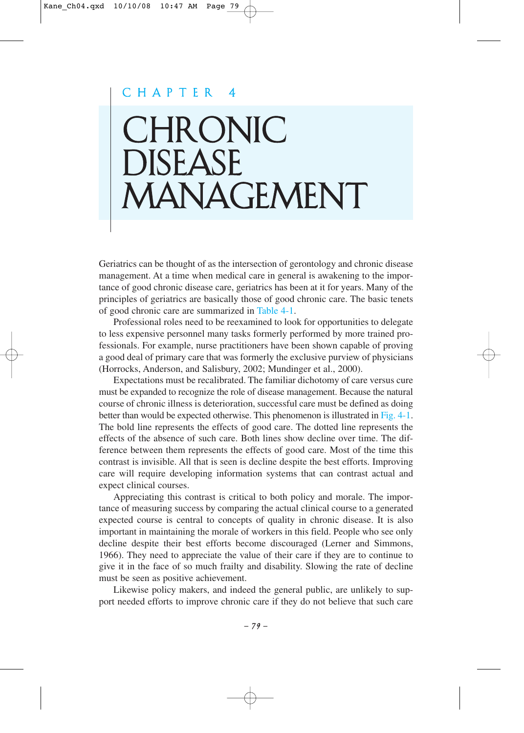CHAPTER 4

# CHRONIC DISEASE MANAGEMENT

Geriatrics can be thought of as the intersection of gerontology and chronic disease management. At a time when medical care in general is awakening to the importance of good chronic disease care, geriatrics has been at it for years. Many of the principles of geriatrics are basically those of good chronic care. The basic tenets of good chronic care are summarized in Table 4-1.

Professional roles need to be reexamined to look for opportunities to delegate to less expensive personnel many tasks formerly performed by more trained professionals. For example, nurse practitioners have been shown capable of proving a good deal of primary care that was formerly the exclusive purview of physicians (Horrocks, Anderson, and Salisbury, 2002; Mundinger et al., 2000).

Expectations must be recalibrated. The familiar dichotomy of care versus cure must be expanded to recognize the role of disease management. Because the natural course of chronic illness is deterioration, successful care must be defined as doing better than would be expected otherwise. This phenomenon is illustrated in Fig. 4-1. The bold line represents the effects of good care. The dotted line represents the effects of the absence of such care. Both lines show decline over time. The difference between them represents the effects of good care. Most of the time this contrast is invisible. All that is seen is decline despite the best efforts. Improving care will require developing information systems that can contrast actual and expect clinical courses.

Appreciating this contrast is critical to both policy and morale. The importance of measuring success by comparing the actual clinical course to a generated expected course is central to concepts of quality in chronic disease. It is also important in maintaining the morale of workers in this field. People who see only decline despite their best efforts become discouraged (Lerner and Simmons, 1966). They need to appreciate the value of their care if they are to continue to give it in the face of so much frailty and disability. Slowing the rate of decline must be seen as positive achievement.

Likewise policy makers, and indeed the general public, are unlikely to support needed efforts to improve chronic care if they do not believe that such care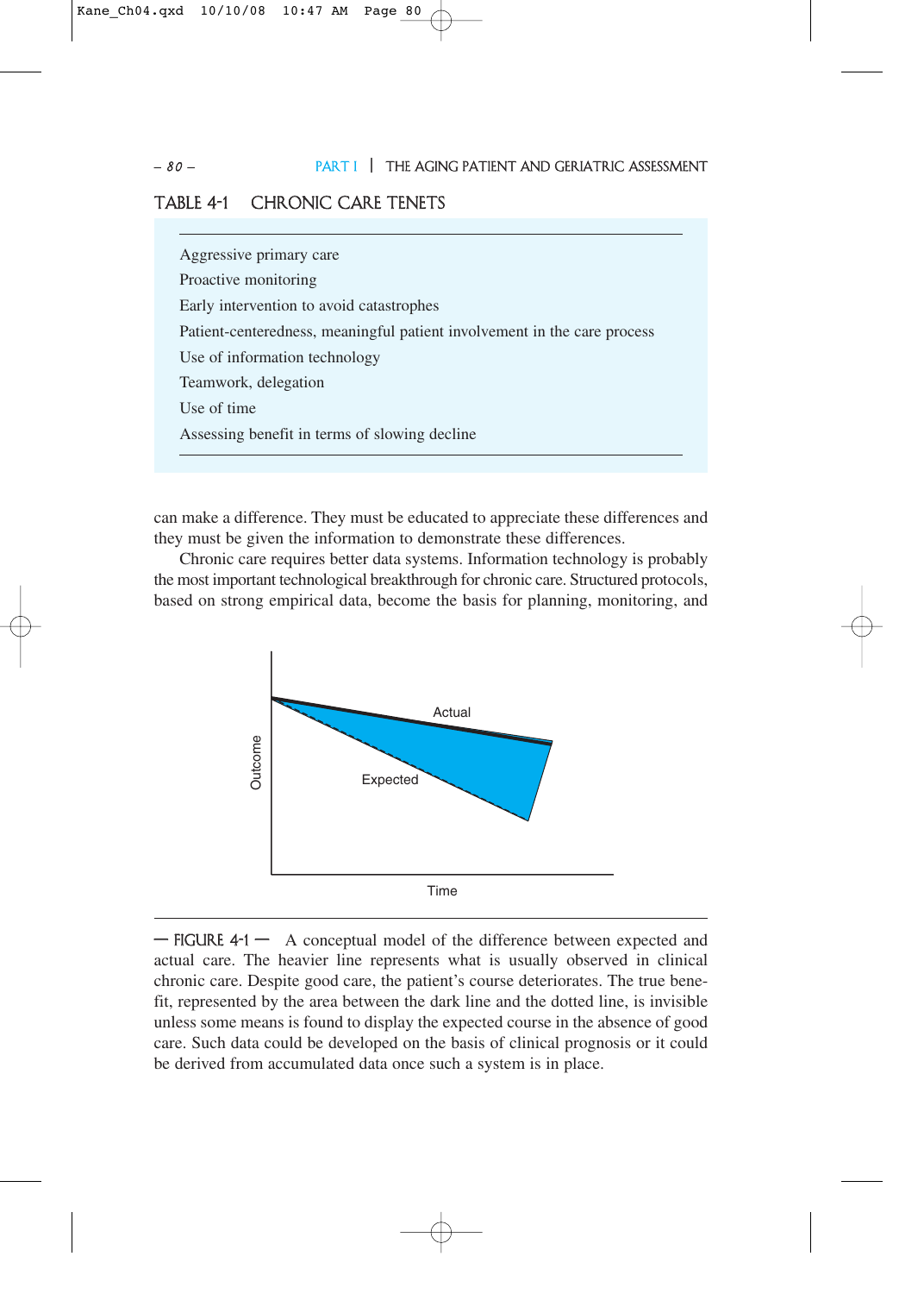TABLE 4-1 CHRONIC CARE TENETS

| |
|---|
| Aggressive primary care |
| Proactive monitoring |
| Early intervention to avoid catastrophes |
| Patient-centeredness, meaningful patient involvement in the care process |
| Use of information technology |
| Teamwork, delegation |
| Use of time |
| Assessing benefit in terms of slowing decline |

can make a difference. They must be educated to appreciate these differences and they must be given the information to demonstrate these differences.

Chronic care requires better data systems. Information technology is probably the most important technological breakthrough for chronic care. Structured protocols, based on strong empirical data, become the basis for planning, monitoring, and

— FIGURE 4-1 — A conceptual model of the difference between expected and actual care. The heavier line represents what is usually observed in clinical chronic care. Despite good care, the patient's course deteriorates. The true benefit, represented by the area between the dark line and the dotted line, is invisible unless some means is found to display the expected course in the absence of good care. Such data could be developed on the basis of clinical prognosis or it could be derived from accumulated data once such a system is in place.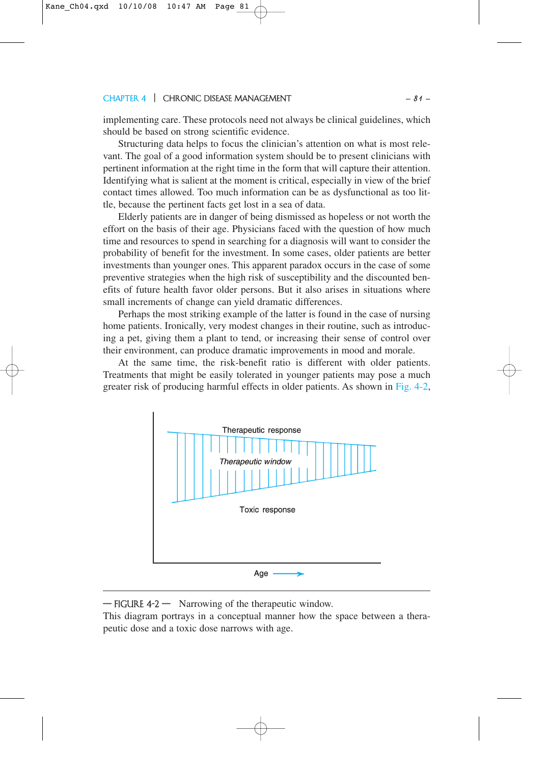implementing care. These protocols need not always be clinical guidelines, which should be based on strong scientific evidence.

Structuring data helps to focus the clinician's attention on what is most relevant. The goal of a good information system should be to present clinicians with pertinent information at the right time in the form that will capture their attention. Identifying what is salient at the moment is critical, especially in view of the brief contact times allowed. Too much information can be as dysfunctional as too little, because the pertinent facts get lost in a sea of data.

Elderly patients are in danger of being dismissed as hopeless or not worth the effort on the basis of their age. Physicians faced with the question of how much time and resources to spend in searching for a diagnosis will want to consider the probability of benefit for the investment. In some cases, older patients are better investments than younger ones. This apparent paradox occurs in the case of some preventive strategies when the high risk of susceptibility and the discounted benefits of future health favor older persons. But it also arises in situations where small increments of change can yield dramatic differences.

Perhaps the most striking example of the latter is found in the case of nursing home patients. Ironically, very modest changes in their routine, such as introducing a pet, giving them a plant to tend, or increasing their sense of control over their environment, can produce dramatic improvements in mood and morale.

At the same time, the risk-benefit ratio is different with older patients. Treatments that might be easily tolerated in younger patients may pose a much greater risk of producing harmful effects in older patients. As shown in Fig. 4-2,

Therapeutic response

*Therapeutic window*

Toxic response

Age

— FIGURE 4-2 — Narrowing of the therapeutic window.
This diagram portrays in a conceptual manner how the space between a therapeutic dose and a toxic dose narrows with age.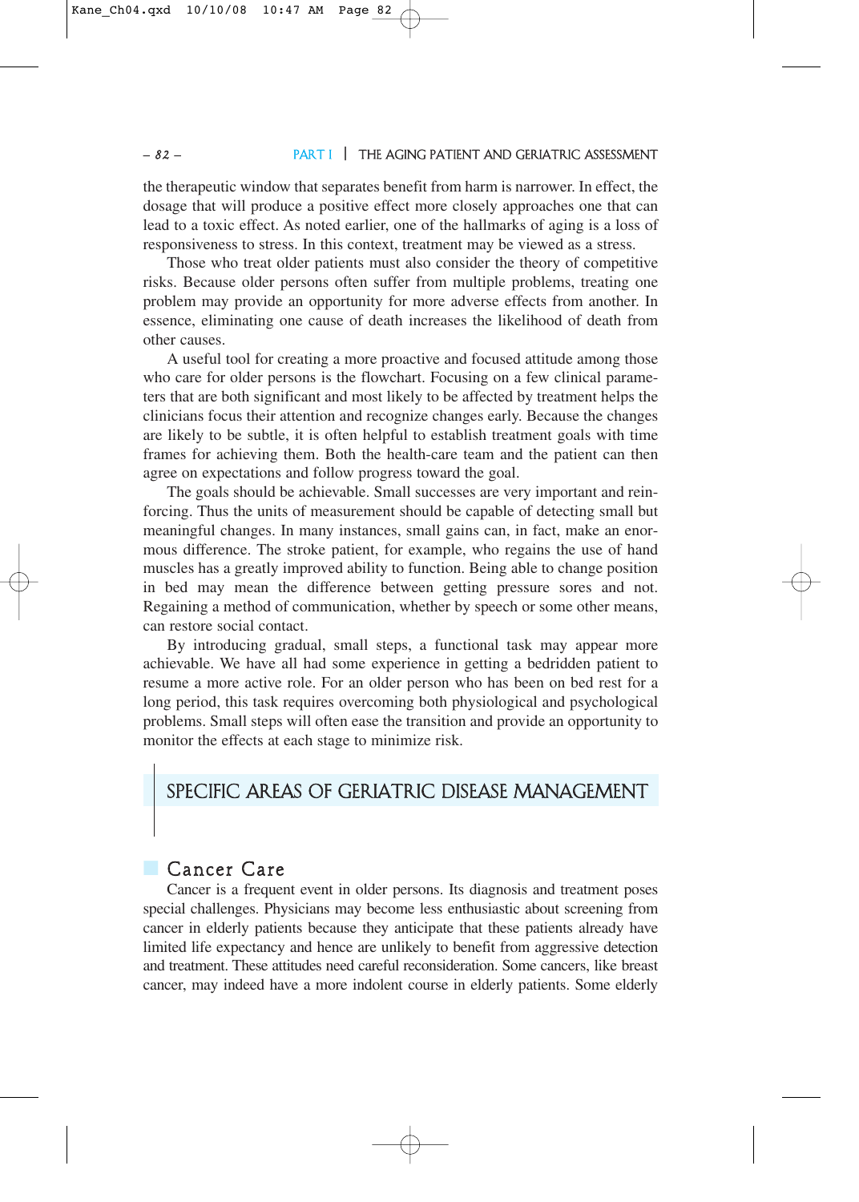the therapeutic window that separates benefit from harm is narrower. In effect, the dosage that will produce a positive effect more closely approaches one that can lead to a toxic effect. As noted earlier, one of the hallmarks of aging is a loss of responsiveness to stress. In this context, treatment may be viewed as a stress.

Those who treat older patients must also consider the theory of competitive risks. Because older persons often suffer from multiple problems, treating one problem may provide an opportunity for more adverse effects from another. In essence, eliminating one cause of death increases the likelihood of death from other causes.

A useful tool for creating a more proactive and focused attitude among those who care for older persons is the flowchart. Focusing on a few clinical parameters that are both significant and most likely to be affected by treatment helps the clinicians focus their attention and recognize changes early. Because the changes are likely to be subtle, it is often helpful to establish treatment goals with time frames for achieving them. Both the health-care team and the patient can then agree on expectations and follow progress toward the goal.

The goals should be achievable. Small successes are very important and reinforcing. Thus the units of measurement should be capable of detecting small but meaningful changes. In many instances, small gains can, in fact, make an enormous difference. The stroke patient, for example, who regains the use of hand muscles has a greatly improved ability to function. Being able to change position in bed may mean the difference between getting pressure sores and not. Regaining a method of communication, whether by speech or some other means, can restore social contact.

By introducing gradual, small steps, a functional task may appear more achievable. We have all had some experience in getting a bedridden patient to resume a more active role. For an older person who has been on bed rest for a long period, this task requires overcoming both physiological and psychological problems. Small steps will often ease the transition and provide an opportunity to monitor the effects at each stage to minimize risk.

## SPECIFIC AREAS OF GERIATRIC DISEASE MANAGEMENT

### Cancer Care

Cancer is a frequent event in older persons. Its diagnosis and treatment poses special challenges. Physicians may become less enthusiastic about screening from cancer in elderly patients because they anticipate that these patients already have limited life expectancy and hence are unlikely to benefit from aggressive detection and treatment. These attitudes need careful reconsideration. Some cancers, like breast cancer, may indeed have a more indolent course in elderly patients. Some elderly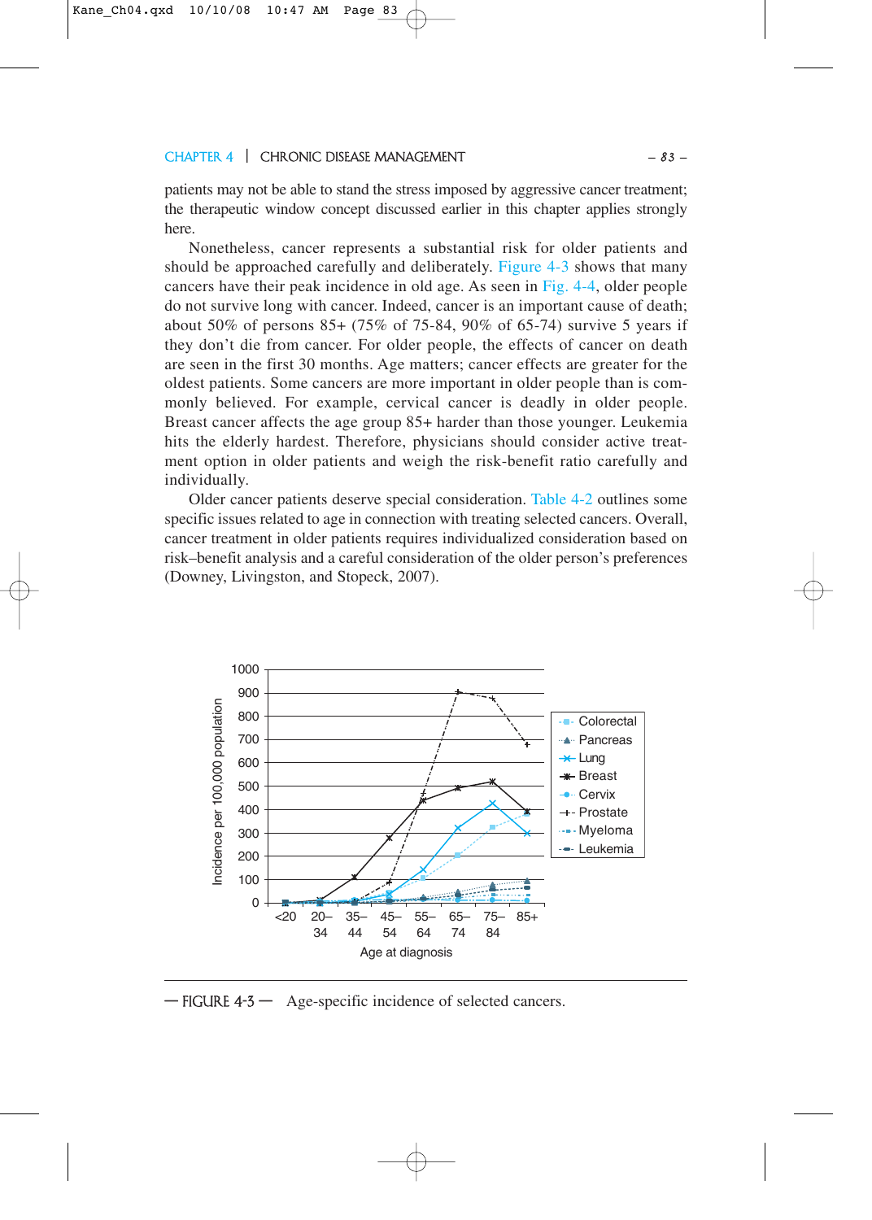patients may not be able to stand the stress imposed by aggressive cancer treatment; the therapeutic window concept discussed earlier in this chapter applies strongly here.

Nonetheless, cancer represents a substantial risk for older patients and should be approached carefully and deliberately. Figure 4-3 shows that many cancers have their peak incidence in old age. As seen in Fig. 4-4, older people do not survive long with cancer. Indeed, cancer is an important cause of death; about 50% of persons 85+ (75% of 75-84, 90% of 65-74) survive 5 years if they don't die from cancer. For older people, the effects of cancer on death are seen in the first 30 months. Age matters; cancer effects are greater for the oldest patients. Some cancers are more important in older people than is commonly believed. For example, cervical cancer is deadly in older people. Breast cancer affects the age group 85+ harder than those younger. Leukemia hits the elderly hardest. Therefore, physicians should consider active treatment option in older patients and weigh the risk-benefit ratio carefully and individually.

Older cancer patients deserve special consideration. Table 4-2 outlines some specific issues related to age in connection with treating selected cancers. Overall, cancer treatment in older patients requires individualized consideration based on risk–benefit analysis and a careful consideration of the older person's preferences (Downey, Livingston, and Stopeck, 2007).

— FIGURE 4-3 — Age-specific incidence of selected cancers.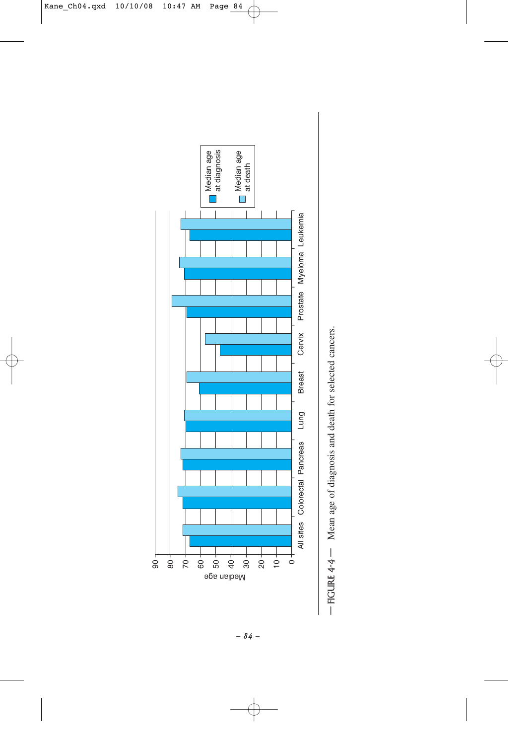FIGURE 4-4 — Mean age of diagnosis and death for selected cancers.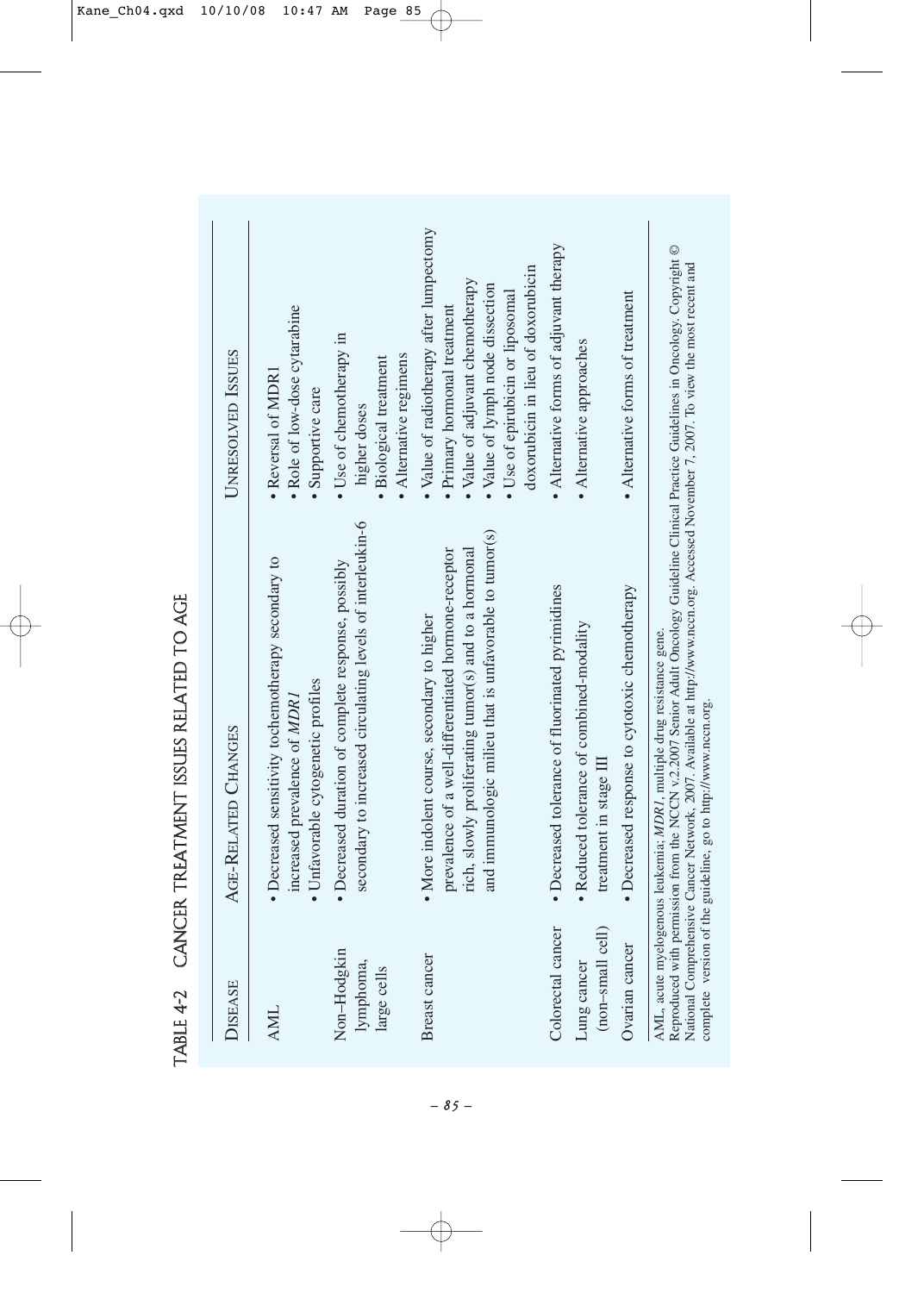# TABLE 4-2 CANCER TREATMENT ISSUES RELATED TO AGE

| Disease | Age-Related Changes | Unresolved Issues |
| --- | --- | --- |
| AML | • Decreased sensitivity tochemotherapy secondary to increased prevalence of *MDR1*<br>• Unfavorable cytogenetic profiles | • Reversal of MDR1<br>• Role of low-dose cytarabine<br>• Supportive care |
| Non-Hodgkin lymphoma, large cells | • Decreased duration of complete response, possibly secondary to increased circulating levels of interleukin-6 | • Use of chemotherapy in higher doses<br>• Biological treatment<br>• Alternative regimens |
| Breast cancer | • More indolent course, secondary to higher prevalence of a well-differentiated hormone-receptor rich, slowly proliferating tumor(s) and to a hormonal and immunologic milieu that is unfavorable to tumor(s) | • Value of radiotherapy after lumpectomy<br>• Primary hormonal treatment<br>• Value of adjuvant chemotherapy<br>• Value of lymph node dissection<br>• Use of epirubicin or liposomal doxorubicin in lieu of doxorubicin |
| Colorectal cancer | • Decreased tolerance of fluorinated pyrimidines | • Alternative forms of adjuvant therapy |
| Lung cancer (non–small cell) | • Reduced tolerance of combined-modality treatment in stage III | • Alternative approaches |
| Ovarian cancer | • Decreased response to cytotoxic chemotherapy | • Alternative forms of treatment |

AML, acute myelogenous leukemia; *MDR1*, multiple drug resistance gene.
Reproduced with permission from the NCCN v.2.2007 Senior Adult Oncology Guideline Clinical Practice Guidelines in Oncology. Copyright © National Comprehensive Cancer Network, 2007. Available at http://www.nccn.org. Accessed November 7, 2007. To view the most recent and complete version of the guideline, go to http://www.nccn.org.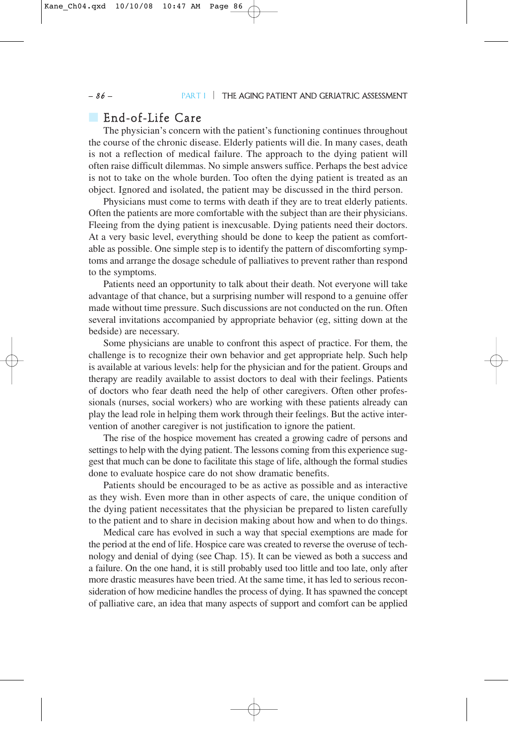## End-of-Life Care

The physician's concern with the patient's functioning continues throughout the course of the chronic disease. Elderly patients will die. In many cases, death is not a reflection of medical failure. The approach to the dying patient will often raise difficult dilemmas. No simple answers suffice. Perhaps the best advice is not to take on the whole burden. Too often the dying patient is treated as an object. Ignored and isolated, the patient may be discussed in the third person.

Physicians must come to terms with death if they are to treat elderly patients. Often the patients are more comfortable with the subject than are their physicians. Fleeing from the dying patient is inexcusable. Dying patients need their doctors. At a very basic level, everything should be done to keep the patient as comfortable as possible. One simple step is to identify the pattern of discomforting symptoms and arrange the dosage schedule of palliatives to prevent rather than respond to the symptoms.

Patients need an opportunity to talk about their death. Not everyone will take advantage of that chance, but a surprising number will respond to a genuine offer made without time pressure. Such discussions are not conducted on the run. Often several invitations accompanied by appropriate behavior (eg, sitting down at the bedside) are necessary.

Some physicians are unable to confront this aspect of practice. For them, the challenge is to recognize their own behavior and get appropriate help. Such help is available at various levels: help for the physician and for the patient. Groups and therapy are readily available to assist doctors to deal with their feelings. Patients of doctors who fear death need the help of other caregivers. Often other professionals (nurses, social workers) who are working with these patients already can play the lead role in helping them work through their feelings. But the active intervention of another caregiver is not justification to ignore the patient.

The rise of the hospice movement has created a growing cadre of persons and settings to help with the dying patient. The lessons coming from this experience suggest that much can be done to facilitate this stage of life, although the formal studies done to evaluate hospice care do not show dramatic benefits.

Patients should be encouraged to be as active as possible and as interactive as they wish. Even more than in other aspects of care, the unique condition of the dying patient necessitates that the physician be prepared to listen carefully to the patient and to share in decision making about how and when to do things.

Medical care has evolved in such a way that special exemptions are made for the period at the end of life. Hospice care was created to reverse the overuse of technology and denial of dying (see Chap. 15). It can be viewed as both a success and a failure. On the one hand, it is still probably used too little and too late, only after more drastic measures have been tried. At the same time, it has led to serious reconsideration of how medicine handles the process of dying. It has spawned the concept of palliative care, an idea that many aspects of support and comfort can be applied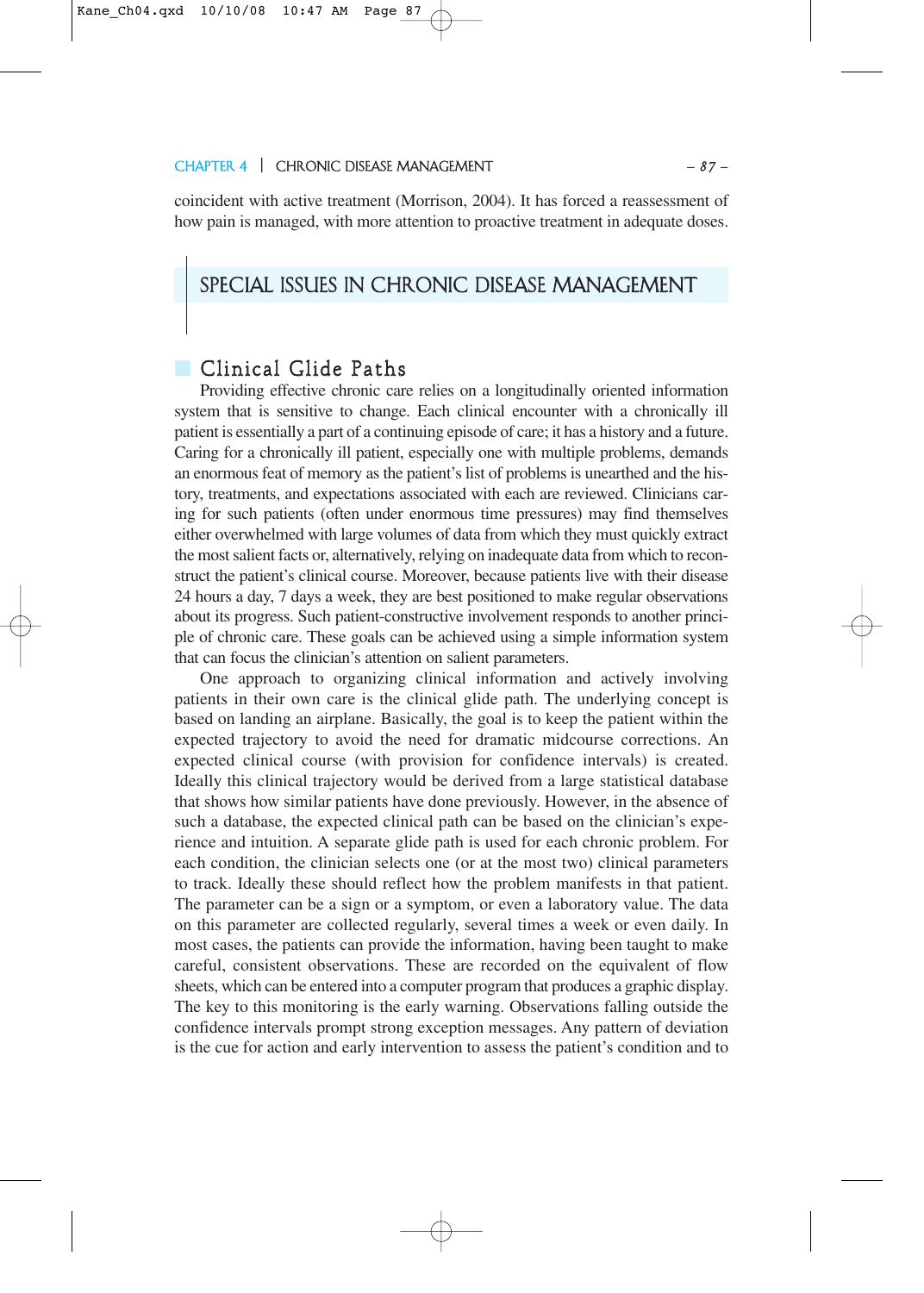coincident with active treatment (Morrison, 2004). It has forced a reassessment of how pain is managed, with more attention to proactive treatment in adequate doses.

## SPECIAL ISSUES IN CHRONIC DISEASE MANAGEMENT

### Clinical Glide Paths

Providing effective chronic care relies on a longitudinally oriented information system that is sensitive to change. Each clinical encounter with a chronically ill patient is essentially a part of a continuing episode of care; it has a history and a future. Caring for a chronically ill patient, especially one with multiple problems, demands an enormous feat of memory as the patient's list of problems is unearthed and the history, treatments, and expectations associated with each are reviewed. Clinicians caring for such patients (often under enormous time pressures) may find themselves either overwhelmed with large volumes of data from which they must quickly extract the most salient facts or, alternatively, relying on inadequate data from which to reconstruct the patient's clinical course. Moreover, because patients live with their disease 24 hours a day, 7 days a week, they are best positioned to make regular observations about its progress. Such patient-constructive involvement responds to another principle of chronic care. These goals can be achieved using a simple information system that can focus the clinician's attention on salient parameters.

One approach to organizing clinical information and actively involving patients in their own care is the clinical glide path. The underlying concept is based on landing an airplane. Basically, the goal is to keep the patient within the expected trajectory to avoid the need for dramatic midcourse corrections. An expected clinical course (with provision for confidence intervals) is created. Ideally this clinical trajectory would be derived from a large statistical database that shows how similar patients have done previously. However, in the absence of such a database, the expected clinical path can be based on the clinician's experience and intuition. A separate glide path is used for each chronic problem. For each condition, the clinician selects one (or at the most two) clinical parameters to track. Ideally these should reflect how the problem manifests in that patient. The parameter can be a sign or a symptom, or even a laboratory value. The data on this parameter are collected regularly, several times a week or even daily. In most cases, the patients can provide the information, having been taught to make careful, consistent observations. These are recorded on the equivalent of flow sheets, which can be entered into a computer program that produces a graphic display. The key to this monitoring is the early warning. Observations falling outside the confidence intervals prompt strong exception messages. Any pattern of deviation is the cue for action and early intervention to assess the patient's condition and to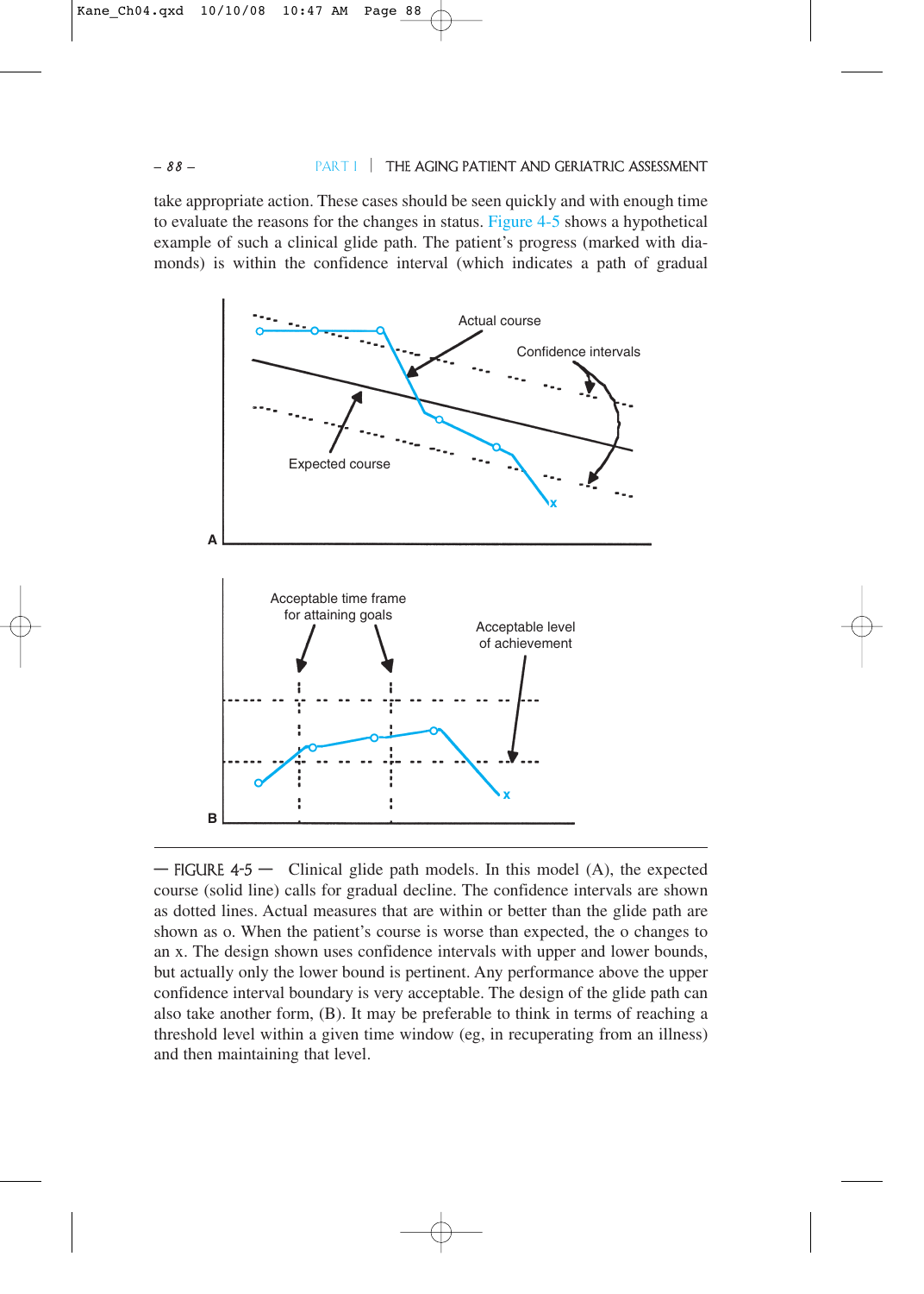take appropriate action. These cases should be seen quickly and with enough time to evaluate the reasons for the changes in status. Figure 4-5 shows a hypothetical example of such a clinical glide path. The patient's progress (marked with diamonds) is within the confidence interval (which indicates a path of gradual

— FIGURE 4-5 — Clinical glide path models. In this model (A), the expected course (solid line) calls for gradual decline. The confidence intervals are shown as dotted lines. Actual measures that are within or better than the glide path are shown as o. When the patient's course is worse than expected, the o changes to an x. The design shown uses confidence intervals with upper and lower bounds, but actually only the lower bound is pertinent. Any performance above the upper confidence interval boundary is very acceptable. The design of the glide path can also take another form, (B). It may be preferable to think in terms of reaching a threshold level within a given time window (eg, in recuperating from an illness) and then maintaining that level.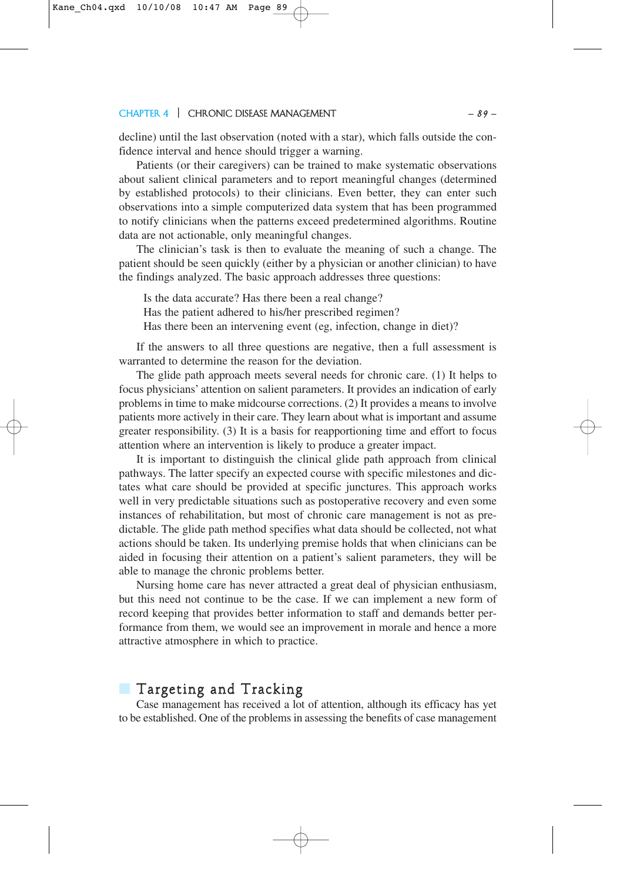decline) until the last observation (noted with a star), which falls outside the confidence interval and hence should trigger a warning.

Patients (or their caregivers) can be trained to make systematic observations about salient clinical parameters and to report meaningful changes (determined by established protocols) to their clinicians. Even better, they can enter such observations into a simple computerized data system that has been programmed to notify clinicians when the patterns exceed predetermined algorithms. Routine data are not actionable, only meaningful changes.

The clinician's task is then to evaluate the meaning of such a change. The patient should be seen quickly (either by a physician or another clinician) to have the findings analyzed. The basic approach addresses three questions:

> Is the data accurate? Has there been a real change?
> Has the patient adhered to his/her prescribed regimen?
> Has there been an intervening event (eg, infection, change in diet)?

If the answers to all three questions are negative, then a full assessment is warranted to determine the reason for the deviation.

The glide path approach meets several needs for chronic care. (1) It helps to focus physicians' attention on salient parameters. It provides an indication of early problems in time to make midcourse corrections. (2) It provides a means to involve patients more actively in their care. They learn about what is important and assume greater responsibility. (3) It is a basis for reapportioning time and effort to focus attention where an intervention is likely to produce a greater impact.

It is important to distinguish the clinical glide path approach from clinical pathways. The latter specify an expected course with specific milestones and dictates what care should be provided at specific junctures. This approach works well in very predictable situations such as postoperative recovery and even some instances of rehabilitation, but most of chronic care management is not as predictable. The glide path method specifies what data should be collected, not what actions should be taken. Its underlying premise holds that when clinicians can be aided in focusing their attention on a patient's salient parameters, they will be able to manage the chronic problems better.

Nursing home care has never attracted a great deal of physician enthusiasm, but this need not continue to be the case. If we can implement a new form of record keeping that provides better information to staff and demands better performance from them, we would see an improvement in morale and hence a more attractive atmosphere in which to practice.

## Targeting and Tracking

Case management has received a lot of attention, although its efficacy has yet to be established. One of the problems in assessing the benefits of case management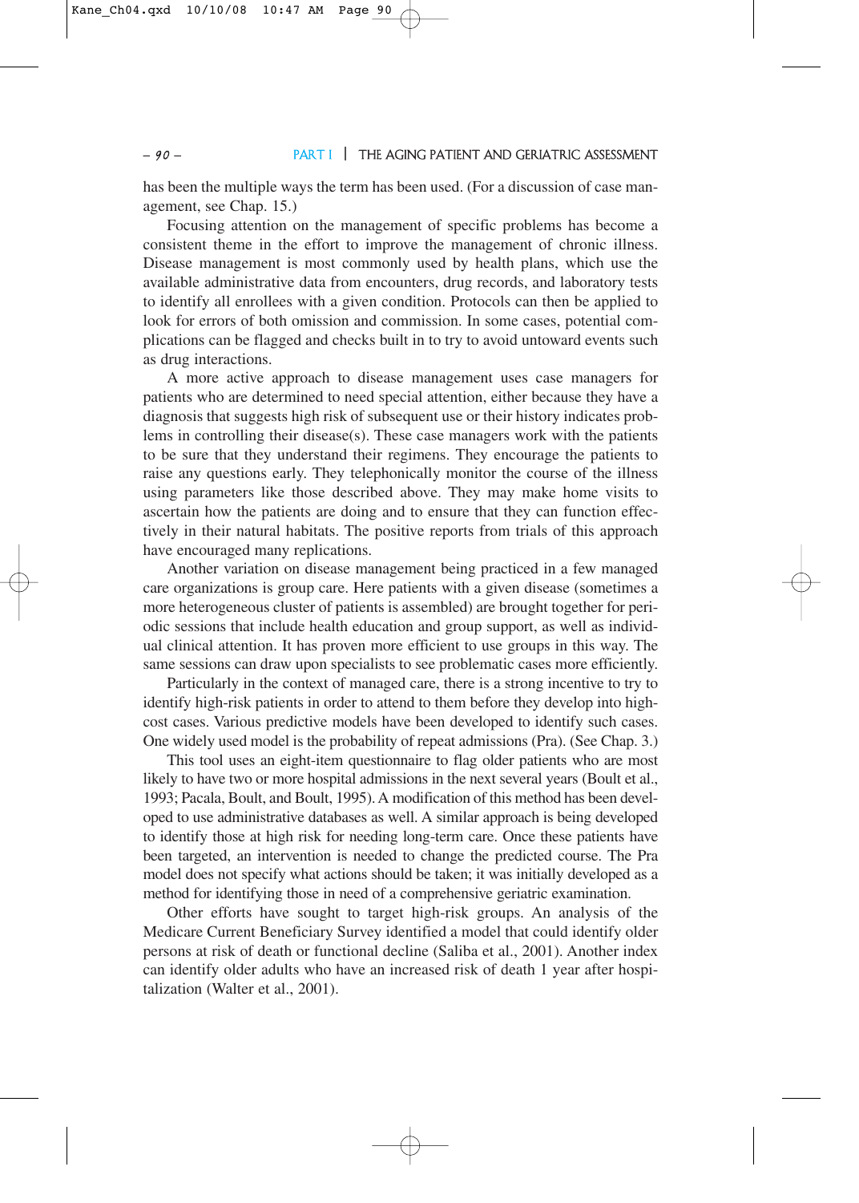has been the multiple ways the term has been used. (For a discussion of case management, see Chap. 15.)

Focusing attention on the management of specific problems has become a consistent theme in the effort to improve the management of chronic illness. Disease management is most commonly used by health plans, which use the available administrative data from encounters, drug records, and laboratory tests to identify all enrollees with a given condition. Protocols can then be applied to look for errors of both omission and commission. In some cases, potential complications can be flagged and checks built in to try to avoid untoward events such as drug interactions.

A more active approach to disease management uses case managers for patients who are determined to need special attention, either because they have a diagnosis that suggests high risk of subsequent use or their history indicates problems in controlling their disease(s). These case managers work with the patients to be sure that they understand their regimens. They encourage the patients to raise any questions early. They telephonically monitor the course of the illness using parameters like those described above. They may make home visits to ascertain how the patients are doing and to ensure that they can function effectively in their natural habitats. The positive reports from trials of this approach have encouraged many replications.

Another variation on disease management being practiced in a few managed care organizations is group care. Here patients with a given disease (sometimes a more heterogeneous cluster of patients is assembled) are brought together for periodic sessions that include health education and group support, as well as individual clinical attention. It has proven more efficient to use groups in this way. The same sessions can draw upon specialists to see problematic cases more efficiently.

Particularly in the context of managed care, there is a strong incentive to try to identify high-risk patients in order to attend to them before they develop into high-cost cases. Various predictive models have been developed to identify such cases. One widely used model is the probability of repeat admissions (Pra). (See Chap. 3.)

This tool uses an eight-item questionnaire to flag older patients who are most likely to have two or more hospital admissions in the next several years (Boult et al., 1993; Pacala, Boult, and Boult, 1995). A modification of this method has been developed to use administrative databases as well. A similar approach is being developed to identify those at high risk for needing long-term care. Once these patients have been targeted, an intervention is needed to change the predicted course. The Pra model does not specify what actions should be taken; it was initially developed as a method for identifying those in need of a comprehensive geriatric examination.

Other efforts have sought to target high-risk groups. An analysis of the Medicare Current Beneficiary Survey identified a model that could identify older persons at risk of death or functional decline (Saliba et al., 2001). Another index can identify older adults who have an increased risk of death 1 year after hospitalization (Walter et al., 2001).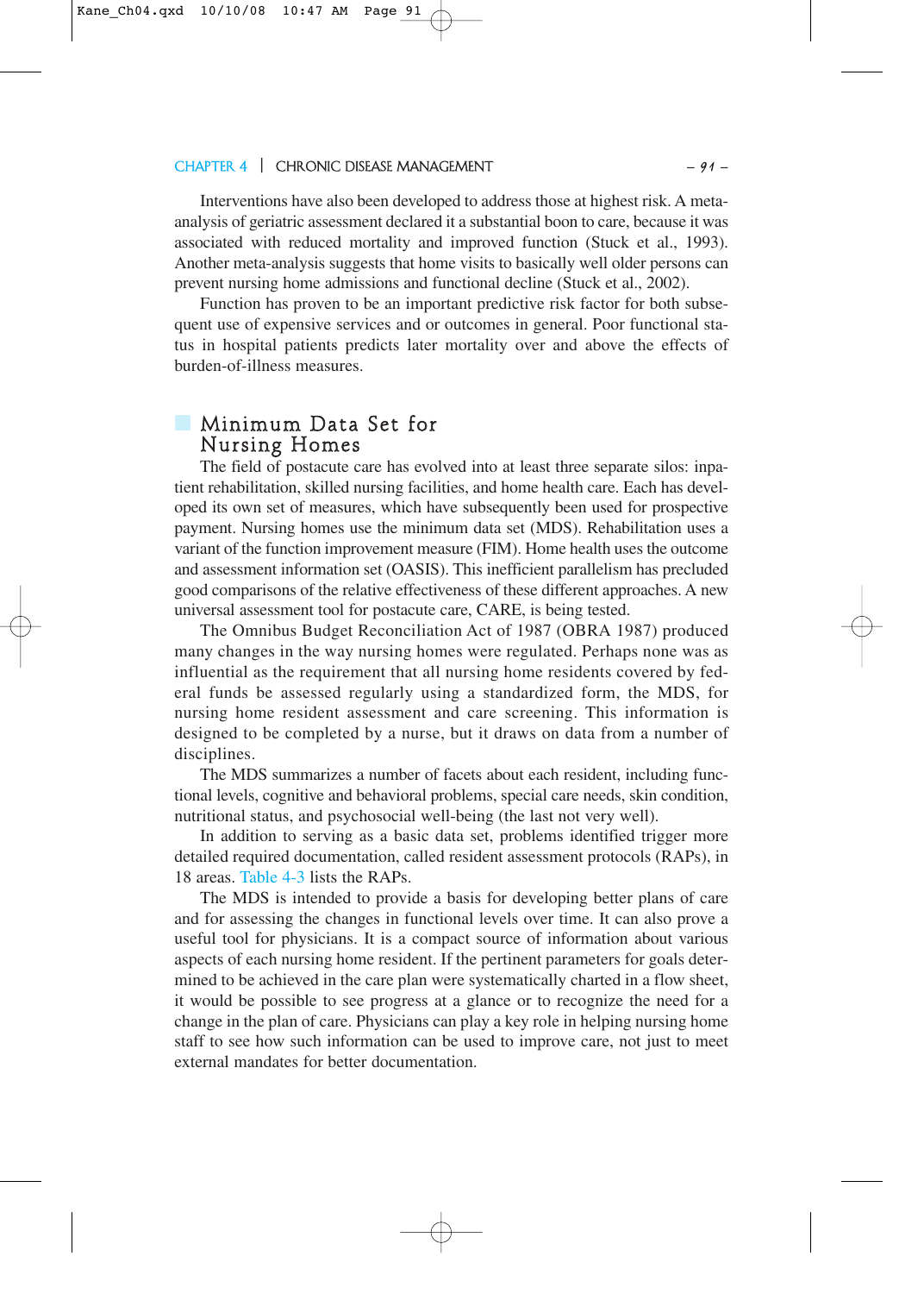Interventions have also been developed to address those at highest risk. A meta-analysis of geriatric assessment declared it a substantial boon to care, because it was associated with reduced mortality and improved function (Stuck et al., 1993). Another meta-analysis suggests that home visits to basically well older persons can prevent nursing home admissions and functional decline (Stuck et al., 2002).

Function has proven to be an important predictive risk factor for both subsequent use of expensive services and or outcomes in general. Poor functional status in hospital patients predicts later mortality over and above the effects of burden-of-illness measures.

## Minimum Data Set for Nursing Homes

The field of postacute care has evolved into at least three separate silos: inpatient rehabilitation, skilled nursing facilities, and home health care. Each has developed its own set of measures, which have subsequently been used for prospective payment. Nursing homes use the minimum data set (MDS). Rehabilitation uses a variant of the function improvement measure (FIM). Home health uses the outcome and assessment information set (OASIS). This inefficient parallelism has precluded good comparisons of the relative effectiveness of these different approaches. A new universal assessment tool for postacute care, CARE, is being tested.

The Omnibus Budget Reconciliation Act of 1987 (OBRA 1987) produced many changes in the way nursing homes were regulated. Perhaps none was as influential as the requirement that all nursing home residents covered by federal funds be assessed regularly using a standardized form, the MDS, for nursing home resident assessment and care screening. This information is designed to be completed by a nurse, but it draws on data from a number of disciplines.

The MDS summarizes a number of facets about each resident, including functional levels, cognitive and behavioral problems, special care needs, skin condition, nutritional status, and psychosocial well-being (the last not very well).

In addition to serving as a basic data set, problems identified trigger more detailed required documentation, called resident assessment protocols (RAPs), in 18 areas. Table 4-3 lists the RAPs.

The MDS is intended to provide a basis for developing better plans of care and for assessing the changes in functional levels over time. It can also prove a useful tool for physicians. It is a compact source of information about various aspects of each nursing home resident. If the pertinent parameters for goals determined to be achieved in the care plan were systematically charted in a flow sheet, it would be possible to see progress at a glance or to recognize the need for a change in the plan of care. Physicians can play a key role in helping nursing home staff to see how such information can be used to improve care, not just to meet external mandates for better documentation.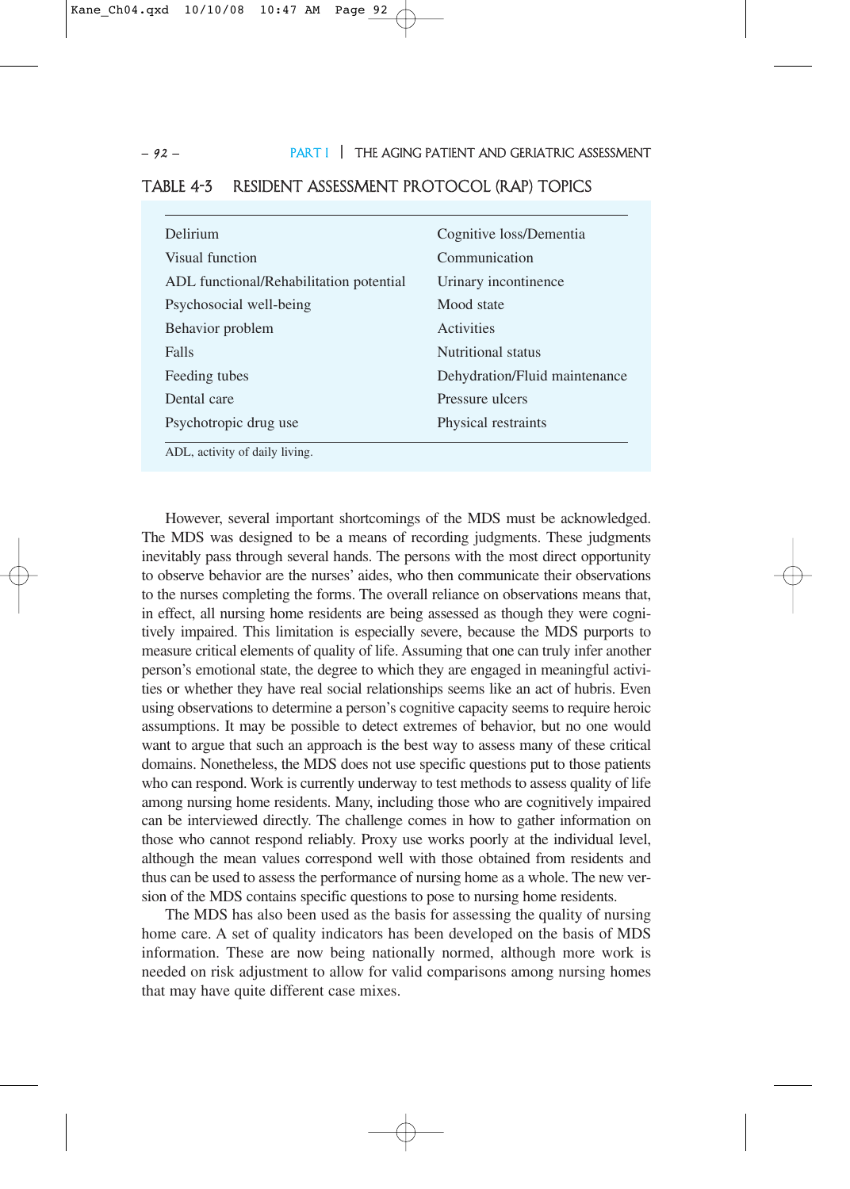## TABLE 4-3 RESIDENT ASSESSMENT PROTOCOL (RAP) TOPICS

| | |
|---|---|
| Delirium | Cognitive loss/Dementia |
| Visual function | Communication |
| ADL functional/Rehabilitation potential | Urinary incontinence |
| Psychosocial well-being | Mood state |
| Behavior problem | Activities |
| Falls | Nutritional status |
| Feeding tubes | Dehydration/Fluid maintenance |
| Dental care | Pressure ulcers |
| Psychotropic drug use | Physical restraints |

ADL, activity of daily living.

However, several important shortcomings of the MDS must be acknowledged. The MDS was designed to be a means of recording judgments. These judgments inevitably pass through several hands. The persons with the most direct opportunity to observe behavior are the nurses' aides, who then communicate their observations to the nurses completing the forms. The overall reliance on observations means that, in effect, all nursing home residents are being assessed as though they were cognitively impaired. This limitation is especially severe, because the MDS purports to measure critical elements of quality of life. Assuming that one can truly infer another person's emotional state, the degree to which they are engaged in meaningful activities or whether they have real social relationships seems like an act of hubris. Even using observations to determine a person's cognitive capacity seems to require heroic assumptions. It may be possible to detect extremes of behavior, but no one would want to argue that such an approach is the best way to assess many of these critical domains. Nonetheless, the MDS does not use specific questions put to those patients who can respond. Work is currently underway to test methods to assess quality of life among nursing home residents. Many, including those who are cognitively impaired can be interviewed directly. The challenge comes in how to gather information on those who cannot respond reliably. Proxy use works poorly at the individual level, although the mean values correspond well with those obtained from residents and thus can be used to assess the performance of nursing home as a whole. The new version of the MDS contains specific questions to pose to nursing home residents.

The MDS has also been used as the basis for assessing the quality of nursing home care. A set of quality indicators has been developed on the basis of MDS information. These are now being nationally normed, although more work is needed on risk adjustment to allow for valid comparisons among nursing homes that may have quite different case mixes.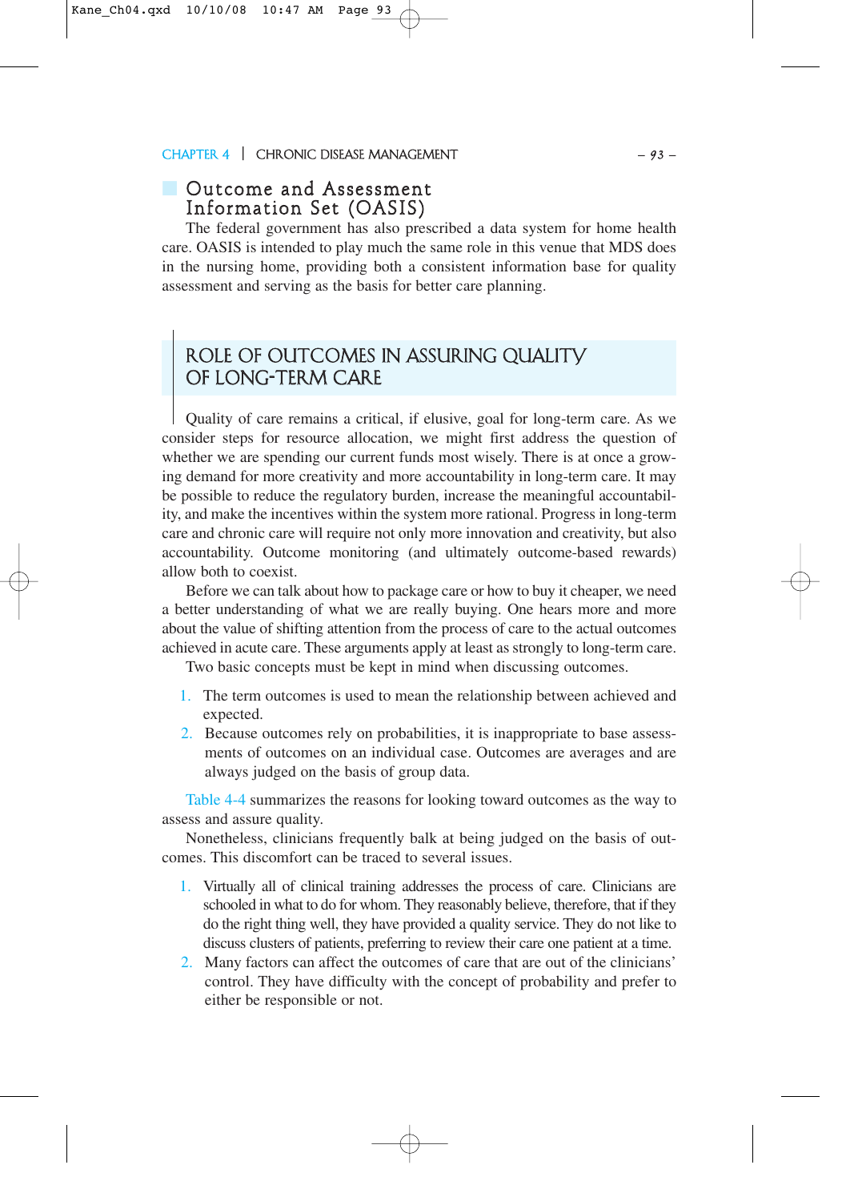### Outcome and Assessment Information Set (OASIS)

The federal government has also prescribed a data system for home health care. OASIS is intended to play much the same role in this venue that MDS does in the nursing home, providing both a consistent information base for quality assessment and serving as the basis for better care planning.

## ROLE OF OUTCOMES IN ASSURING QUALITY OF LONG-TERM CARE

Quality of care remains a critical, if elusive, goal for long-term care. As we consider steps for resource allocation, we might first address the question of whether we are spending our current funds most wisely. There is at once a growing demand for more creativity and more accountability in long-term care. It may be possible to reduce the regulatory burden, increase the meaningful accountability, and make the incentives within the system more rational. Progress in long-term care and chronic care will require not only more innovation and creativity, but also accountability. Outcome monitoring (and ultimately outcome-based rewards) allow both to coexist.

Before we can talk about how to package care or how to buy it cheaper, we need a better understanding of what we are really buying. One hears more and more about the value of shifting attention from the process of care to the actual outcomes achieved in acute care. These arguments apply at least as strongly to long-term care.

Two basic concepts must be kept in mind when discussing outcomes.

1. The term outcomes is used to mean the relationship between achieved and expected.
2. Because outcomes rely on probabilities, it is inappropriate to base assessments of outcomes on an individual case. Outcomes are averages and are always judged on the basis of group data.

Table 4-4 summarizes the reasons for looking toward outcomes as the way to assess and assure quality.

Nonetheless, clinicians frequently balk at being judged on the basis of outcomes. This discomfort can be traced to several issues.

1. Virtually all of clinical training addresses the process of care. Clinicians are schooled in what to do for whom. They reasonably believe, therefore, that if they do the right thing well, they have provided a quality service. They do not like to discuss clusters of patients, preferring to review their care one patient at a time.
2. Many factors can affect the outcomes of care that are out of the clinicians' control. They have difficulty with the concept of probability and prefer to either be responsible or not.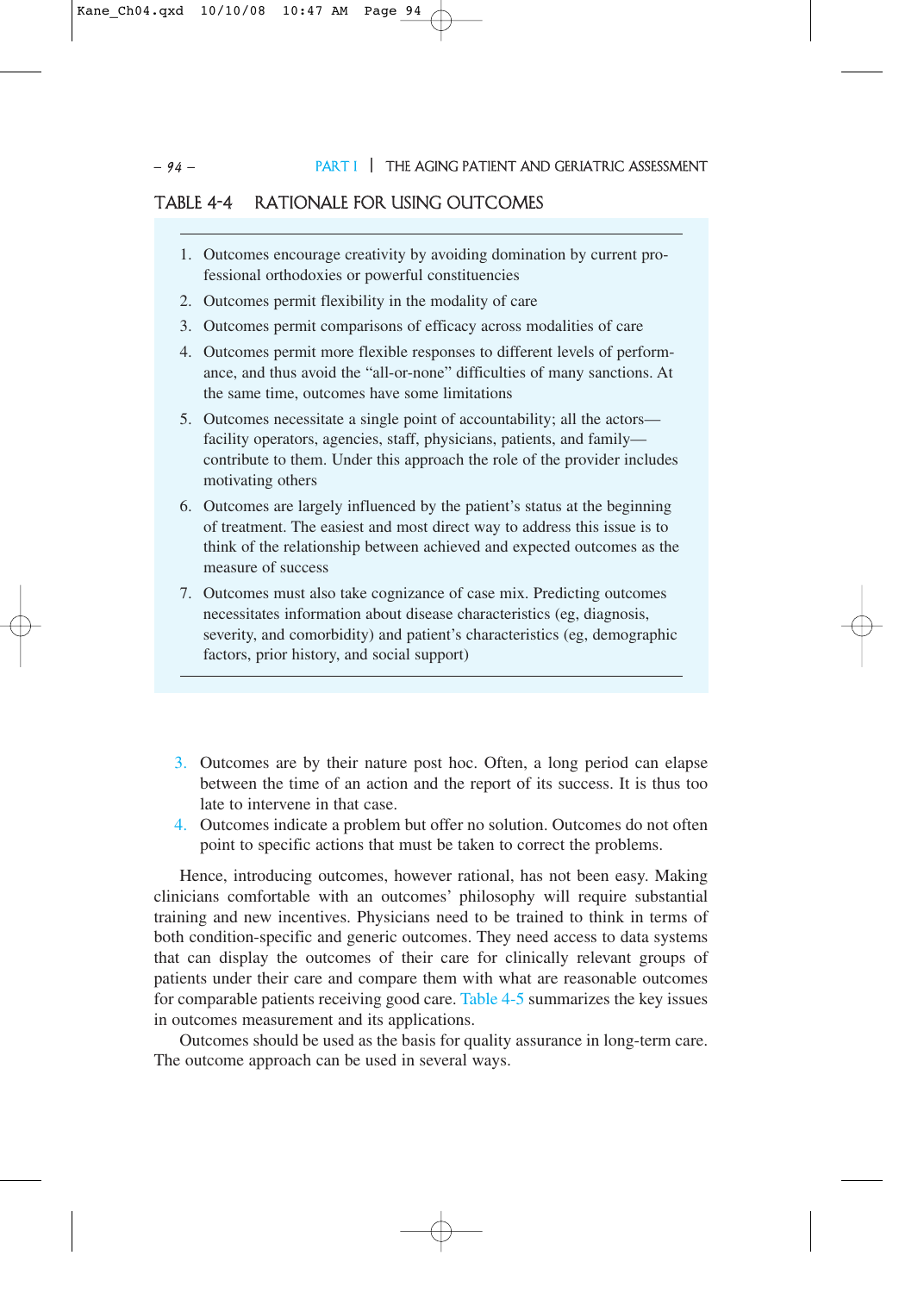TABLE 4-4 RATIONALE FOR USING OUTCOMES

1. Outcomes encourage creativity by avoiding domination by current professional orthodoxies or powerful constituencies
2. Outcomes permit flexibility in the modality of care
3. Outcomes permit comparisons of efficacy across modalities of care
4. Outcomes permit more flexible responses to different levels of performance, and thus avoid the "all-or-none" difficulties of many sanctions. At the same time, outcomes have some limitations
5. Outcomes necessitate a single point of accountability; all the actors—facility operators, agencies, staff, physicians, patients, and family—contribute to them. Under this approach the role of the provider includes motivating others
6. Outcomes are largely influenced by the patient's status at the beginning of treatment. The easiest and most direct way to address this issue is to think of the relationship between achieved and expected outcomes as the measure of success
7. Outcomes must also take cognizance of case mix. Predicting outcomes necessitates information about disease characteristics (eg, diagnosis, severity, and comorbidity) and patient's characteristics (eg, demographic factors, prior history, and social support)

3. Outcomes are by their nature post hoc. Often, a long period can elapse between the time of an action and the report of its success. It is thus too late to intervene in that case.
4. Outcomes indicate a problem but offer no solution. Outcomes do not often point to specific actions that must be taken to correct the problems.

Hence, introducing outcomes, however rational, has not been easy. Making clinicians comfortable with an outcomes' philosophy will require substantial training and new incentives. Physicians need to be trained to think in terms of both condition-specific and generic outcomes. They need access to data systems that can display the outcomes of their care for clinically relevant groups of patients under their care and compare them with what are reasonable outcomes for comparable patients receiving good care. Table 4-5 summarizes the key issues in outcomes measurement and its applications.

Outcomes should be used as the basis for quality assurance in long-term care. The outcome approach can be used in several ways.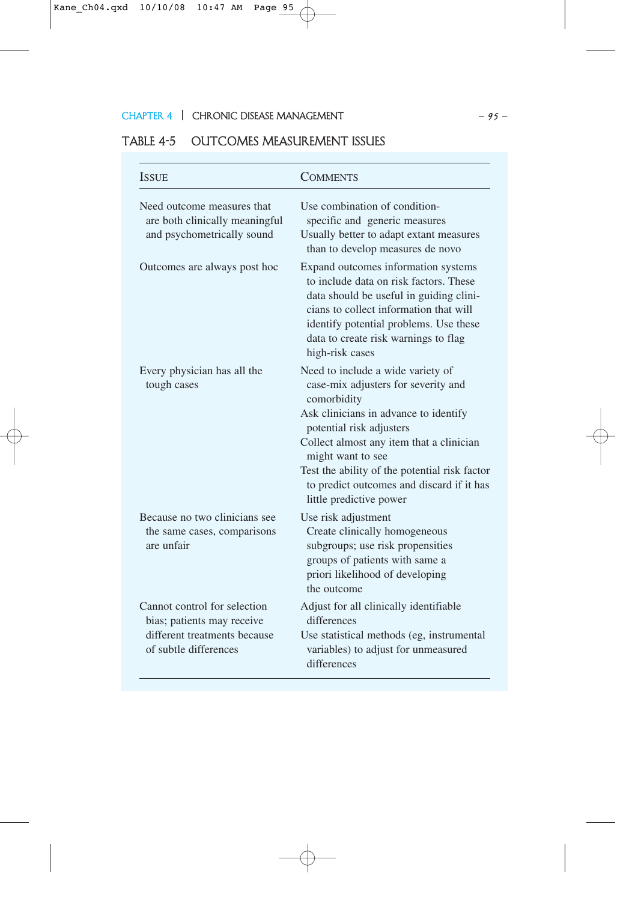## TABLE 4-5 OUTCOMES MEASUREMENT ISSUES

| Issue | Comments |
|---|---|
| Need outcome measures that are both clinically meaningful and psychometrically sound | Use combination of condition-specific and generic measures<br>Usually better to adapt extant measures than to develop measures de novo |
| Outcomes are always post hoc | Expand outcomes information systems to include data on risk factors. These data should be useful in guiding clinicians to collect information that will identify potential problems. Use these data to create risk warnings to flag high-risk cases |
| Every physician has all the tough cases | Need to include a wide variety of case-mix adjusters for severity and comorbidity<br>Ask clinicians in advance to identify potential risk adjusters<br>Collect almost any item that a clinician might want to see<br>Test the ability of the potential risk factor to predict outcomes and discard if it has little predictive power |
| Because no two clinicians see the same cases, comparisons are unfair | Use risk adjustment<br>Create clinically homogeneous subgroups; use risk propensities groups of patients with same a priori likelihood of developing the outcome |
| Cannot control for selection bias; patients may receive different treatments because of subtle differences | Adjust for all clinically identifiable differences<br>Use statistical methods (eg, instrumental variables) to adjust for unmeasured differences |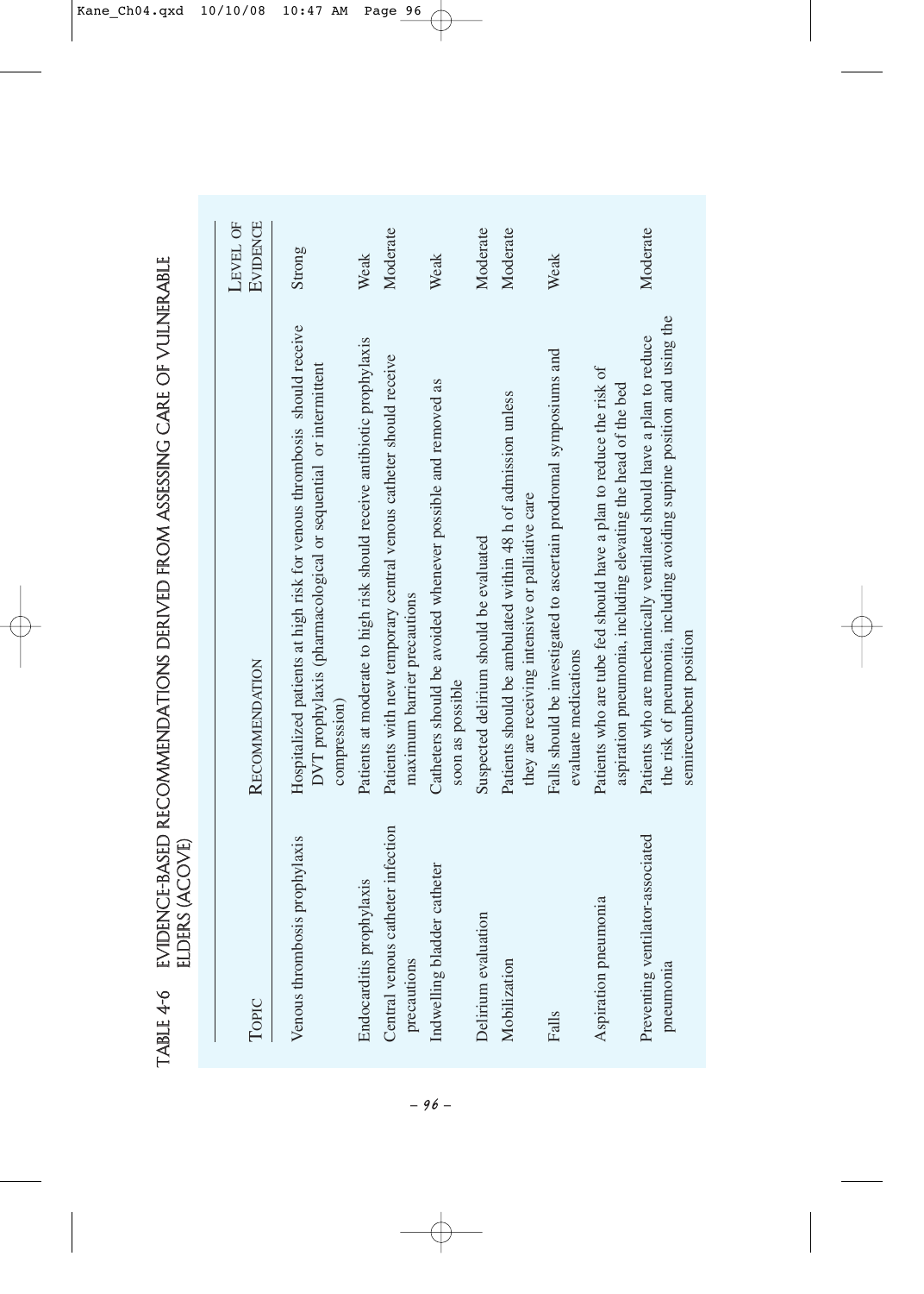TABLE 4-6 EVIDENCE-BASED RECOMMENDATIONS DERIVED FROM ASSESSING CARE OF VULNERABLE ELDERS (ACOVE)

| Topic | Recommendation | Level of Evidence |
|---|---|---|
| Venous thrombosis prophylaxis | Hospitalized patients at high risk for venous thrombosis should receive DVT prophylaxis (pharmacological or sequential or intermittent compression) | Strong |
| Endocarditis prophylaxis | Patients at moderate to high risk should receive antibiotic prophylaxis | Weak |
| Central venous catheter infection precautions | Patients with new temporary central venous catheter should receive maximum barrier precautions | Moderate |
| Indwelling bladder catheter | Catheters should be avoided whenever possible and removed as soon as possible | Weak |
| Delirium evaluation | Suspected delirium should be evaluated | Moderate |
| Mobilization | Patients should be ambulated within 48 h of admission unless they are receiving intensive or palliative care | Moderate |
| Falls | Falls should be investigated to ascertain prodromal symposiums and evaluate medications | Weak |
| Aspiration pneumonia | Patients who are tube fed should have a plan to reduce the risk of aspiration pneumonia, including elevating the head of the bed | |
| Preventing ventilator-associated pneumonia | Patients who are mechanically ventilated should have a plan to reduce the risk of pneumonia, including avoiding supine position and using the semirecumbent position | Moderate |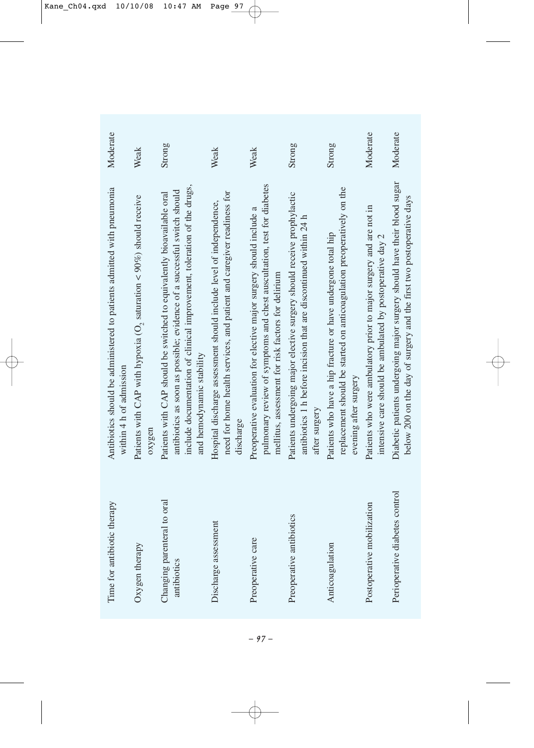| | | |
|---|---|---|
| Time for antibiotic therapy | Antibiotics should be administered to patients admitted with pneumonia within 4 h of admission | Moderate |
| Oxygen therapy | Patients with CAP with hypoxia ($O_2$ saturation < 90%) should receive oxygen | Weak |
| Changing parenteral to oral antibiotics | Patients with CAP should be switched to equivalently bioavailable oral antibiotics as soon as possible; evidence of a successful switch should include documentation of clinical improvement, toleration of the drugs, and hemodynamic stability | Strong |
| Discharge assessment | Hospital discharge assessment should include level of independence, need for home health services, and patient and caregiver readiness for discharge | Weak |
| Preoperative care | Preoperative evaluation for elective major surgery should include a pulmonary review of symptoms and chest auscultation, test for diabetes mellitus, assessment for risk factors for delirium | Weak |
| Preoperative antibiotics | Patients undergoing major elective surgery should receive prophylactic antibiotics 1 h before incision that are discontinued within 24 h after surgery | Strong |
| Anticoagulation | Patients who have a hip fracture or have undergone total hip replacement should be started on anticoagulation preoperatively on the evening after surgery | Strong |
| Postoperative mobilization | Patients who were ambulatory prior to major surgery and are not in intensive care should be ambulated by postoperative day 2 | Moderate |
| Perioperative diabetes control | Diabetic patients undergoing major surgery should have their blood sugar below 200 on the day of surgery and the first two postoperative days | Moderate |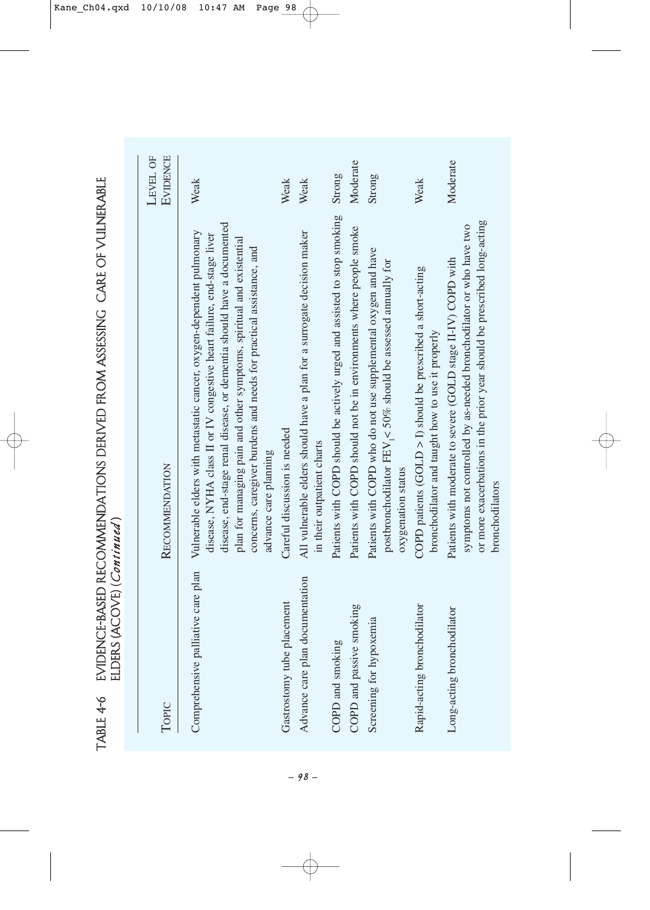TABLE 4-6 EVIDENCE-BASED RECOMMENDATIONS DERIVED FROM ASSESSING CARE OF VULNERABLE ELDERS (ACOVE) (*Continued*)

| Topic | Recommendation | Level of Evidence |
|---|---|---|
| Comprehensive palliative care plan | Vulnerable elders with metastatic cancer, oxygen-dependent pulmonary disease, NYHA class II or IV congestive heart failure, end-stage liver disease, end-stage renal disease, or dementia should have a documented plan for managing pain and other symptoms, spiritual and existential concerns, caregiver burdens and needs for practical assistance, and advance care planning | Weak |
| Gastrostomy tube placement | Careful discussion is needed | Weak |
| Advance care plan documentation | All vulnerable elders should have a plan for a surrogate decision maker in their outpatient charts | Weak |
| COPD and smoking | Patients with COPD should be actively urged and assisted to stop smoking | Strong |
| COPD and passive smoking | Patients with COPD should not be in environments where people smoke | Moderate |
| Screening for hypoxemia | Patients with COPD who do not use supplemental oxygen and have postbronchodilator $FEV_1 < 50\%$ should be assessed annually for oxygenation status | Strong |
| Rapid-acting bronchodilator | COPD patients (GOLD > I) should be prescribed a short-acting bronchodilator and taught how to use it properly | Weak |
| Long-acting bronchodilator | Patients with moderate to severe (GOLD stage II-IV) COPD with symptoms not controlled by as-needed bronchodilator or who have two or more exacerbations in the prior year should be prescribed long-acting bronchodilators | Moderate |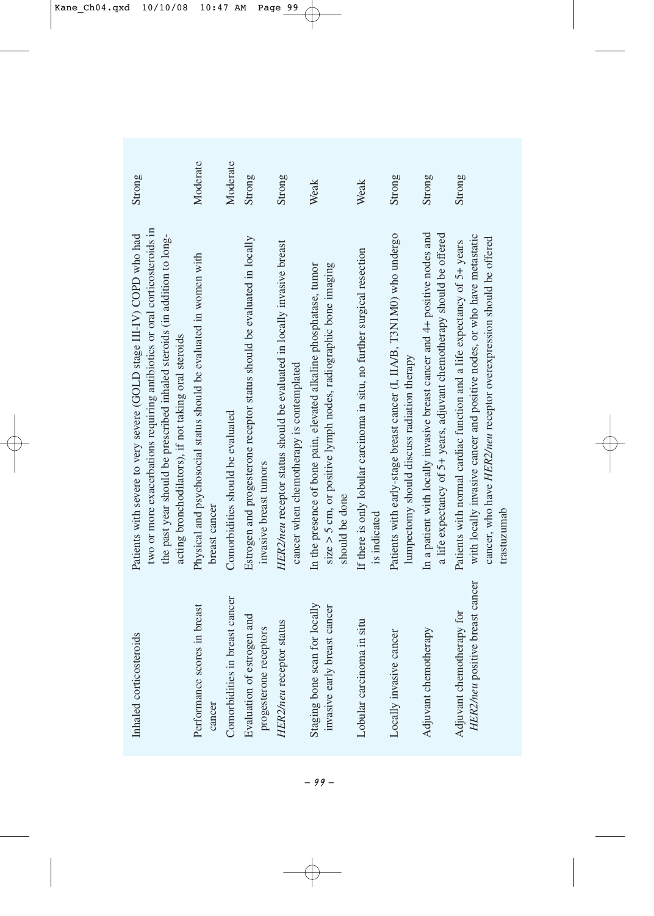| | | |
|---|---|---|
| Inhaled corticosteroids | Patients with severe to very severe (GOLD stage III-IV) COPD who had two or more exacerbations requiring antibiotics or oral corticosteroids in the past year should be prescribed inhaled steroids (in addition to long-acting bronchodilators), if not taking oral steroids | Strong |
| Performance scores in breast cancer | Physical and psychosocial status should be evaluated in women with breast cancer | Moderate |
| Comorbidities in breast cancer | Comorbidities should be evaluated | Moderate |
| Evaluation of estrogen and progesterone receptors | Estrogen and progesterone receptor status should be evaluated in locally invasive breast tumors | Strong |
| *HER2/neu* receptor status | *HER2/neu* receptor status should be evaluated in locally invasive breast cancer when chemotherapy is contemplated | Strong |
| Staging bone scan for locally invasive early breast cancer | In the presence of bone pain, elevated alkaline phosphatase, tumor size > 5 cm, or positive lymph nodes, radiographic bone imaging should be done | Weak |
| Lobular carcinoma in situ | If there is only lobular carcinoma in situ, no further surgical resection is indicated | Weak |
| Locally invasive cancer | Patients with early-stage breast cancer (I, IIA/B, T3N1M0) who undergo lumpectomy should discuss radiation therapy | Strong |
| Adjuvant chemotherapy | In a patient with locally invasive breast cancer and 4+ positive nodes and a life expectancy of 5+ years, adjuvant chemotherapy should be offered | Strong |
| Adjuvant chemotherapy for *HER2/neu* positive breast cancer | Patients with normal cardiac function and a life expectancy of 5+ years with locally invasive cancer and positive nodes, or who have metastatic cancer, who have *HER2/neu* receptor overexpression should be offered trastuzumab | Strong |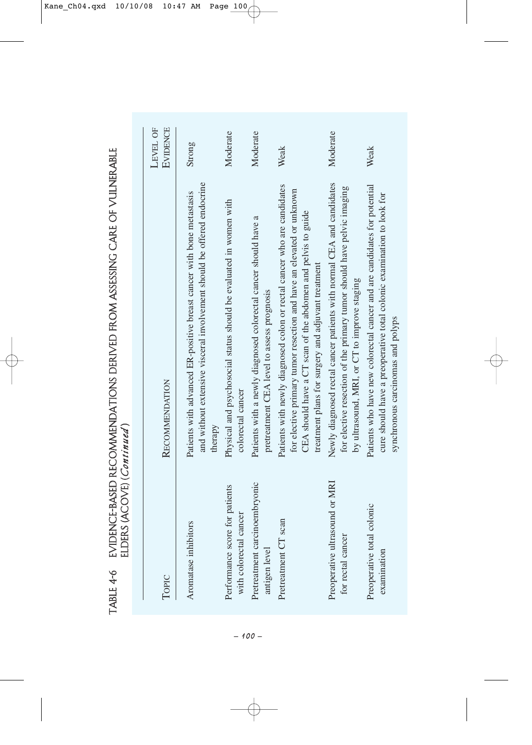TABLE 4-6 EVIDENCE-BASED RECOMMENDATIONS DERIVED FROM ASSESSING CARE OF VULNERABLE ELDERS (ACOVE) (*Continued*)

| Topic | Recommendation | Level of Evidence |
|---|---|---|
| Aromatase inhibitors | Patients with advanced ER-positive breast cancer with bone metastasis and without extensive visceral involvement should be offered endocrine therapy | Strong |
| Performance score for patients with colorectal cancer | Physical and psychosocial status should be evaluated in women with colorectal cancer | Moderate |
| Pretreatment carcinoembryonic antigen level | Patients with a newly diagnosed colorectal cancer should have a pretreatment CEA level to assess prognosis | Moderate |
| Pretreatment CT scan | Patients with newly diagnosed colon or rectal cancer who are candidates for elective primary tumor resection and have an elevated or unknown CEA should have a CT scan of the abdomen and pelvis to guide treatment plans for surgery and adjuvant treatment | Weak |
| Preoperative ultrasound or MRI for rectal cancer | Newly diagnosed rectal cancer patients with normal CEA and candidates for elective resection of the primary tumor should have pelvic imaging by ultrasound, MRI, or CT to improve staging | Moderate |
| Preoperative total colonic examination | Patients who have new colorectal cancer and are candidates for potential cure should have a preoperative total colonic examination to look for synchronous carcinomas and polyps | Weak |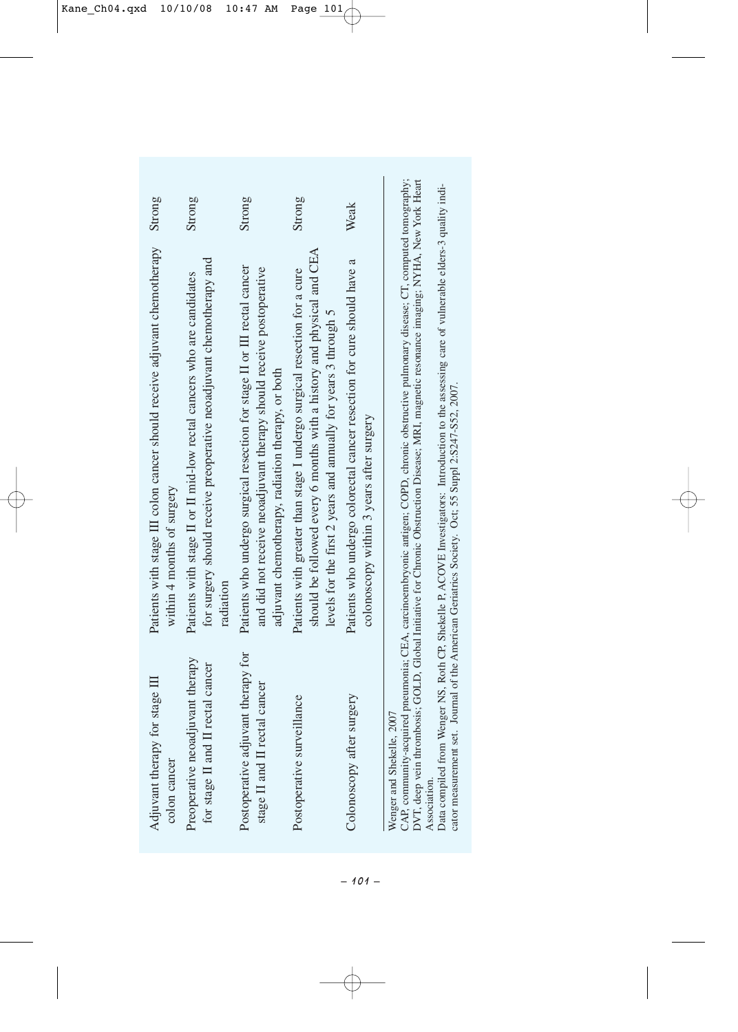| | | |
|---|---|---|
| Adjuvant therapy for stage III colon cancer | Patients with stage III colon cancer should receive adjuvant chemotherapy within 4 months of surgery | Strong |
| Preoperative neoadjuvant therapy for stage II and II rectal cancer | Patients with stage II or II mid-low rectal cancers who are candidates for surgery should receive preoperative neoadjuvant chemotherapy and radiation | Strong |
| Postoperative adjuvant therapy for stage II and II rectal cancer | Patients who undergo surgical resection for stage II or III rectal cancer and did not receive neoadjuvant therapy should receive postoperative adjuvant chemotherapy, radiation therapy, or both | Strong |
| Postoperative surveillance | Patients with greater than stage I undergo surgical resection for a cure should be followed every 6 months with a history and physical and CEA levels for the first 2 years and annually for years 3 through 5 | Strong |
| Colonoscopy after surgery | Patients who undergo colorectal cancer resection for cure should have a colonoscopy within 3 years after surgery | Weak |

Wenger and Shekelle, 2007

CAP, community-acquired pneumonia; CEA, carcinoembryonic antigen; COPD, chronic obstructive pulmonary disease; CT, computed tomography; DVT, deep vein thrombosis; GOLD, Global Initiative for Chronic Obstruction Disease; MRI, magnetic resonance imaging; NYHA, New York Heart Association.

Data compiled from Wenger NS, Roth CP, Shekelle P, ACOVE Investigators: Introduction to the assessing care of vulnerable elders-3 quality indicator measurement set. Journal of the American Geriatrics Society. Oct; 55 Suppl 2:S247-S52, 2007.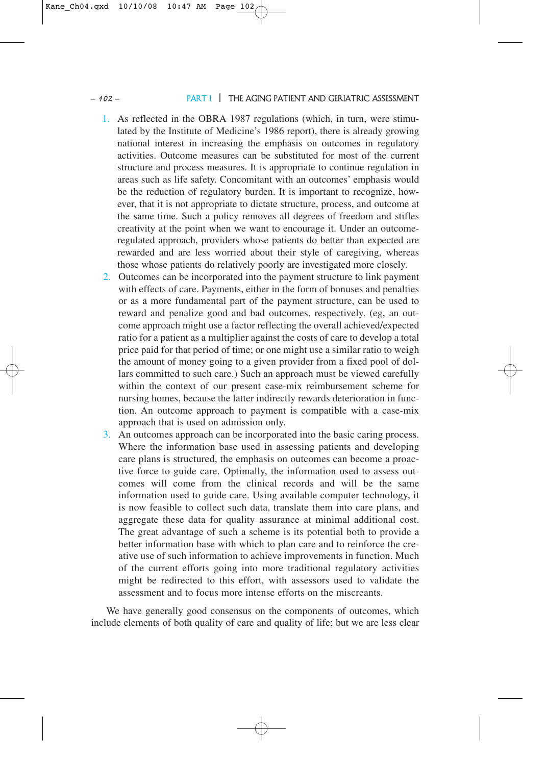1. As reflected in the OBRA 1987 regulations (which, in turn, were stimulated by the Institute of Medicine's 1986 report), there is already growing national interest in increasing the emphasis on outcomes in regulatory activities. Outcome measures can be substituted for most of the current structure and process measures. It is appropriate to continue regulation in areas such as life safety. Concomitant with an outcomes' emphasis would be the reduction of regulatory burden. It is important to recognize, however, that it is not appropriate to dictate structure, process, and outcome at the same time. Such a policy removes all degrees of freedom and stifles creativity at the point when we want to encourage it. Under an outcome-regulated approach, providers whose patients do better than expected are rewarded and are less worried about their style of caregiving, whereas those whose patients do relatively poorly are investigated more closely.
2. Outcomes can be incorporated into the payment structure to link payment with effects of care. Payments, either in the form of bonuses and penalties or as a more fundamental part of the payment structure, can be used to reward and penalize good and bad outcomes, respectively. (eg, an outcome approach might use a factor reflecting the overall achieved/expected ratio for a patient as a multiplier against the costs of care to develop a total price paid for that period of time; or one might use a similar ratio to weigh the amount of money going to a given provider from a fixed pool of dollars committed to such care.) Such an approach must be viewed carefully within the context of our present case-mix reimbursement scheme for nursing homes, because the latter indirectly rewards deterioration in function. An outcome approach to payment is compatible with a case-mix approach that is used on admission only.
3. An outcomes approach can be incorporated into the basic caring process. Where the information base used in assessing patients and developing care plans is structured, the emphasis on outcomes can become a proactive force to guide care. Optimally, the information used to assess outcomes will come from the clinical records and will be the same information used to guide care. Using available computer technology, it is now feasible to collect such data, translate them into care plans, and aggregate these data for quality assurance at minimal additional cost. The great advantage of such a scheme is its potential both to provide a better information base with which to plan care and to reinforce the creative use of such information to achieve improvements in function. Much of the current efforts going into more traditional regulatory activities might be redirected to this effort, with assessors used to validate the assessment and to focus more intense efforts on the miscreants.

We have generally good consensus on the components of outcomes, which include elements of both quality of care and quality of life; but we are less clear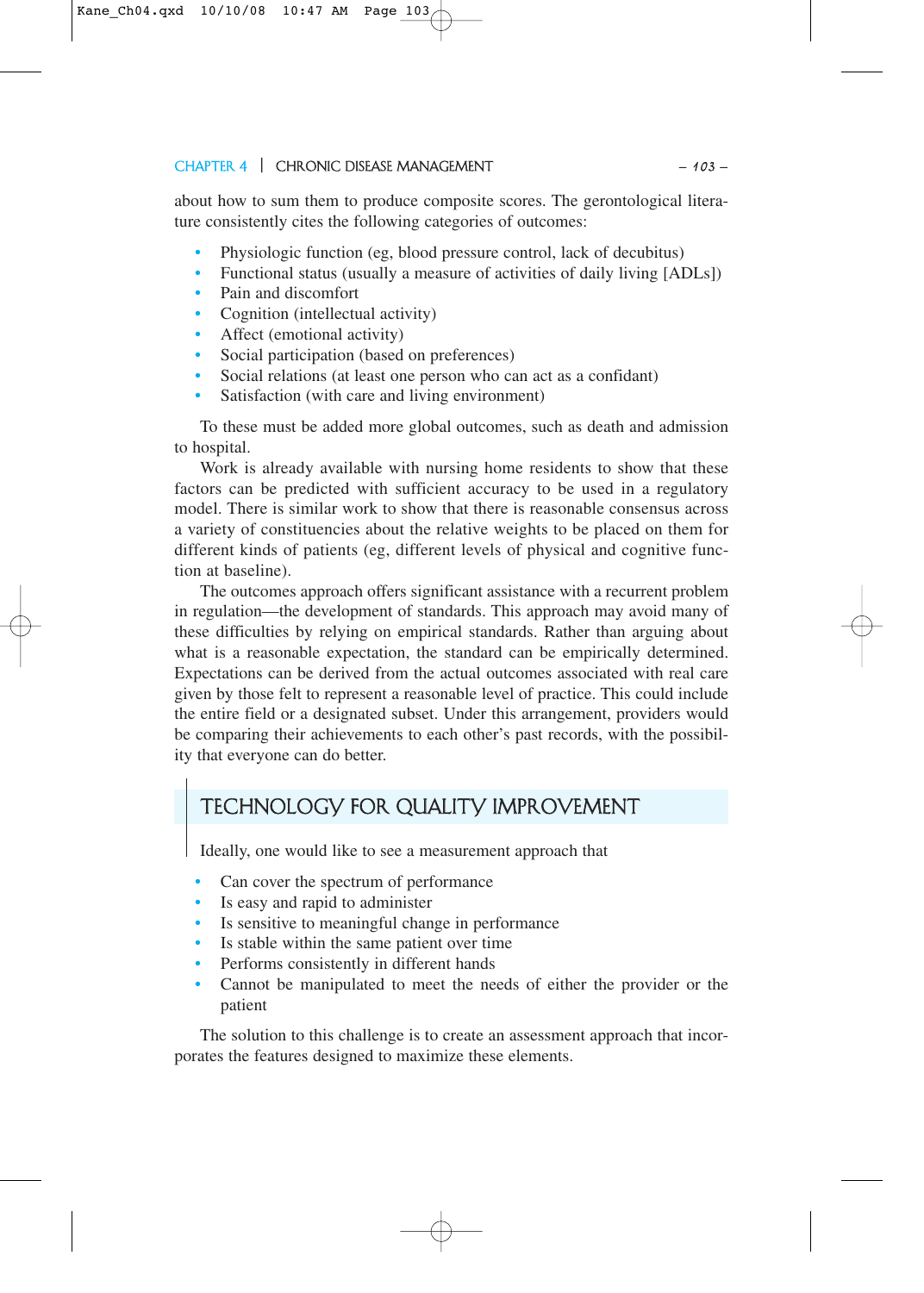about how to sum them to produce composite scores. The gerontological literature consistently cites the following categories of outcomes:

- Physiologic function (eg, blood pressure control, lack of decubitus)
- Functional status (usually a measure of activities of daily living [ADLs])
- Pain and discomfort
- Cognition (intellectual activity)
- Affect (emotional activity)
- Social participation (based on preferences)
- Social relations (at least one person who can act as a confidant)
- Satisfaction (with care and living environment)

To these must be added more global outcomes, such as death and admission to hospital.

Work is already available with nursing home residents to show that these factors can be predicted with sufficient accuracy to be used in a regulatory model. There is similar work to show that there is reasonable consensus across a variety of constituencies about the relative weights to be placed on them for different kinds of patients (eg, different levels of physical and cognitive function at baseline).

The outcomes approach offers significant assistance with a recurrent problem in regulation—the development of standards. This approach may avoid many of these difficulties by relying on empirical standards. Rather than arguing about what is a reasonable expectation, the standard can be empirically determined. Expectations can be derived from the actual outcomes associated with real care given by those felt to represent a reasonable level of practice. This could include the entire field or a designated subset. Under this arrangement, providers would be comparing their achievements to each other's past records, with the possibility that everyone can do better.

## TECHNOLOGY FOR QUALITY IMPROVEMENT

Ideally, one would like to see a measurement approach that

- Can cover the spectrum of performance
- Is easy and rapid to administer
- Is sensitive to meaningful change in performance
- Is stable within the same patient over time
- Performs consistently in different hands
- Cannot be manipulated to meet the needs of either the provider or the patient

The solution to this challenge is to create an assessment approach that incorporates the features designed to maximize these elements.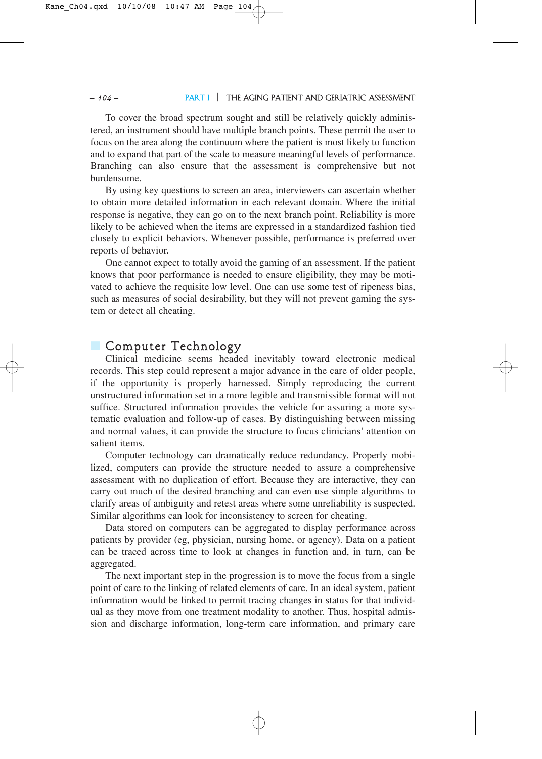To cover the broad spectrum sought and still be relatively quickly administered, an instrument should have multiple branch points. These permit the user to focus on the area along the continuum where the patient is most likely to function and to expand that part of the scale to measure meaningful levels of performance. Branching can also ensure that the assessment is comprehensive but not burdensome.

By using key questions to screen an area, interviewers can ascertain whether to obtain more detailed information in each relevant domain. Where the initial response is negative, they can go on to the next branch point. Reliability is more likely to be achieved when the items are expressed in a standardized fashion tied closely to explicit behaviors. Whenever possible, performance is preferred over reports of behavior.

One cannot expect to totally avoid the gaming of an assessment. If the patient knows that poor performance is needed to ensure eligibility, they may be motivated to achieve the requisite low level. One can use some test of ripeness bias, such as measures of social desirability, but they will not prevent gaming the system or detect all cheating.

## Computer Technology

Clinical medicine seems headed inevitably toward electronic medical records. This step could represent a major advance in the care of older people, if the opportunity is properly harnessed. Simply reproducing the current unstructured information set in a more legible and transmissible format will not suffice. Structured information provides the vehicle for assuring a more systematic evaluation and follow-up of cases. By distinguishing between missing and normal values, it can provide the structure to focus clinicians' attention on salient items.

Computer technology can dramatically reduce redundancy. Properly mobilized, computers can provide the structure needed to assure a comprehensive assessment with no duplication of effort. Because they are interactive, they can carry out much of the desired branching and can even use simple algorithms to clarify areas of ambiguity and retest areas where some unreliability is suspected. Similar algorithms can look for inconsistency to screen for cheating.

Data stored on computers can be aggregated to display performance across patients by provider (eg, physician, nursing home, or agency). Data on a patient can be traced across time to look at changes in function and, in turn, can be aggregated.

The next important step in the progression is to move the focus from a single point of care to the linking of related elements of care. In an ideal system, patient information would be linked to permit tracing changes in status for that individual as they move from one treatment modality to another. Thus, hospital admission and discharge information, long-term care information, and primary care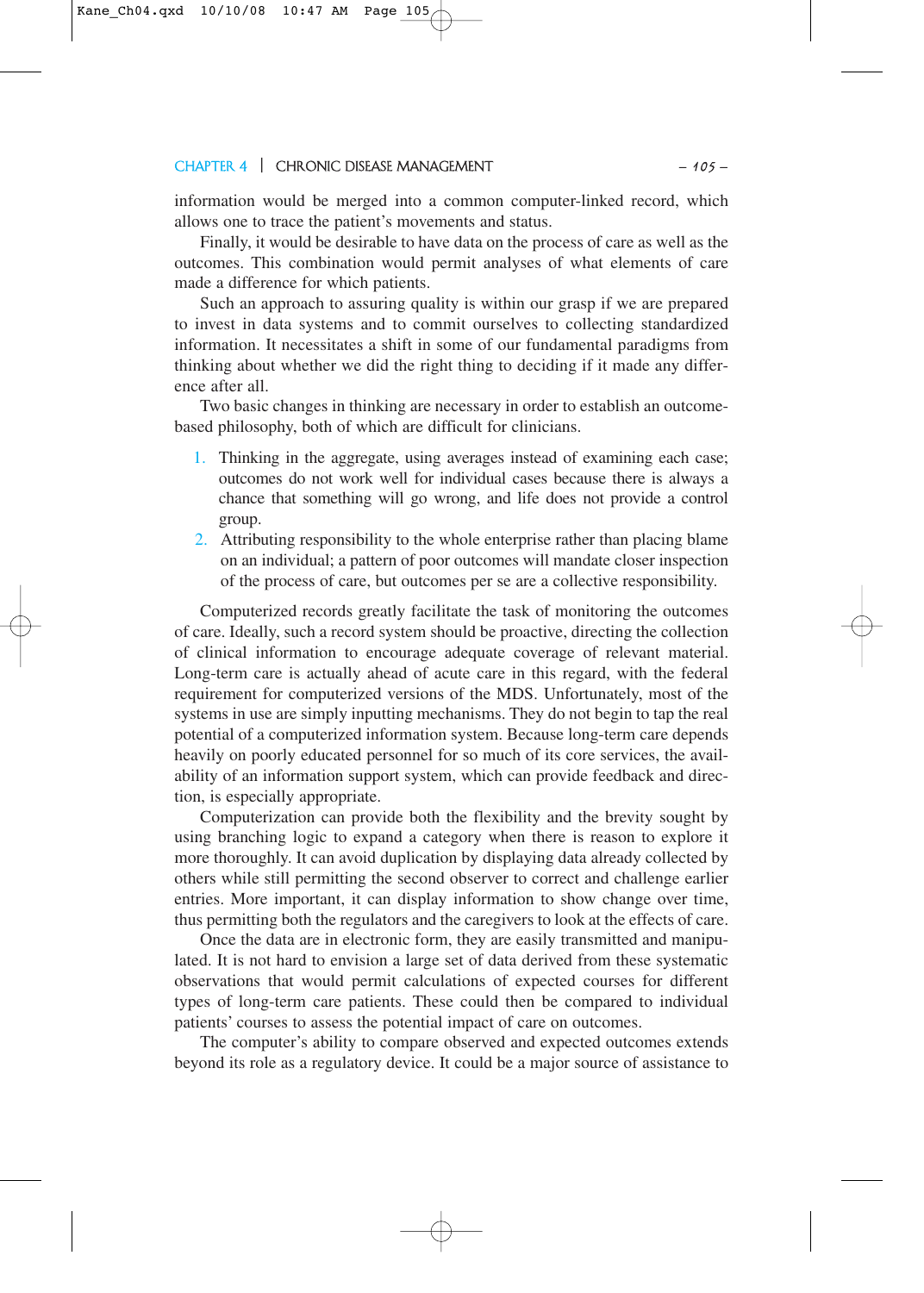information would be merged into a common computer-linked record, which allows one to trace the patient's movements and status.

Finally, it would be desirable to have data on the process of care as well as the outcomes. This combination would permit analyses of what elements of care made a difference for which patients.

Such an approach to assuring quality is within our grasp if we are prepared to invest in data systems and to commit ourselves to collecting standardized information. It necessitates a shift in some of our fundamental paradigms from thinking about whether we did the right thing to deciding if it made any difference after all.

Two basic changes in thinking are necessary in order to establish an outcome-based philosophy, both of which are difficult for clinicians.

1. Thinking in the aggregate, using averages instead of examining each case; outcomes do not work well for individual cases because there is always a chance that something will go wrong, and life does not provide a control group.
2. Attributing responsibility to the whole enterprise rather than placing blame on an individual; a pattern of poor outcomes will mandate closer inspection of the process of care, but outcomes per se are a collective responsibility.

Computerized records greatly facilitate the task of monitoring the outcomes of care. Ideally, such a record system should be proactive, directing the collection of clinical information to encourage adequate coverage of relevant material. Long-term care is actually ahead of acute care in this regard, with the federal requirement for computerized versions of the MDS. Unfortunately, most of the systems in use are simply inputting mechanisms. They do not begin to tap the real potential of a computerized information system. Because long-term care depends heavily on poorly educated personnel for so much of its core services, the availability of an information support system, which can provide feedback and direction, is especially appropriate.

Computerization can provide both the flexibility and the brevity sought by using branching logic to expand a category when there is reason to explore it more thoroughly. It can avoid duplication by displaying data already collected by others while still permitting the second observer to correct and challenge earlier entries. More important, it can display information to show change over time, thus permitting both the regulators and the caregivers to look at the effects of care.

Once the data are in electronic form, they are easily transmitted and manipulated. It is not hard to envision a large set of data derived from these systematic observations that would permit calculations of expected courses for different types of long-term care patients. These could then be compared to individual patients' courses to assess the potential impact of care on outcomes.

The computer's ability to compare observed and expected outcomes extends beyond its role as a regulatory device. It could be a major source of assistance to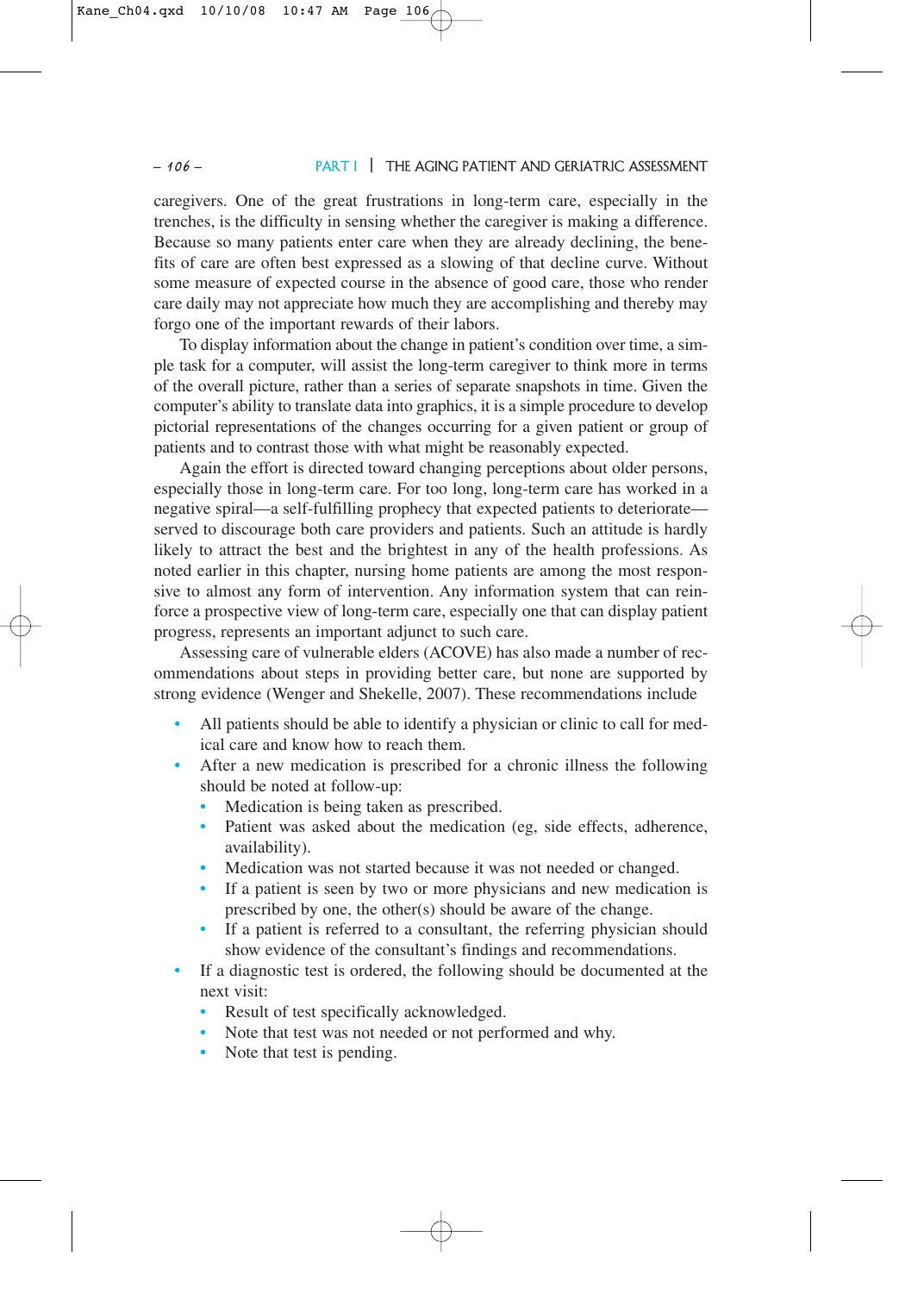caregivers. One of the great frustrations in long-term care, especially in the trenches, is the difficulty in sensing whether the caregiver is making a difference. Because so many patients enter care when they are already declining, the benefits of care are often best expressed as a slowing of that decline curve. Without some measure of expected course in the absence of good care, those who render care daily may not appreciate how much they are accomplishing and thereby may forgo one of the important rewards of their labors.

To display information about the change in patient's condition over time, a simple task for a computer, will assist the long-term caregiver to think more in terms of the overall picture, rather than a series of separate snapshots in time. Given the computer's ability to translate data into graphics, it is a simple procedure to develop pictorial representations of the changes occurring for a given patient or group of patients and to contrast those with what might be reasonably expected.

Again the effort is directed toward changing perceptions about older persons, especially those in long-term care. For too long, long-term care has worked in a negative spiral—a self-fulfilling prophecy that expected patients to deteriorate—served to discourage both care providers and patients. Such an attitude is hardly likely to attract the best and the brightest in any of the health professions. As noted earlier in this chapter, nursing home patients are among the most responsive to almost any form of intervention. Any information system that can reinforce a prospective view of long-term care, especially one that can display patient progress, represents an important adjunct to such care.

Assessing care of vulnerable elders (ACOVE) has also made a number of recommendations about steps in providing better care, but none are supported by strong evidence (Wenger and Shekelle, 2007). These recommendations include

- All patients should be able to identify a physician or clinic to call for medical care and know how to reach them.
- After a new medication is prescribed for a chronic illness the following should be noted at follow-up:
  - Medication is being taken as prescribed.
  - Patient was asked about the medication (eg, side effects, adherence, availability).
  - Medication was not started because it was not needed or changed.
  - If a patient is seen by two or more physicians and new medication is prescribed by one, the other(s) should be aware of the change.
  - If a patient is referred to a consultant, the referring physician should show evidence of the consultant's findings and recommendations.
- If a diagnostic test is ordered, the following should be documented at the next visit:
  - Result of test specifically acknowledged.
  - Note that test was not needed or not performed and why.
  - Note that test is pending.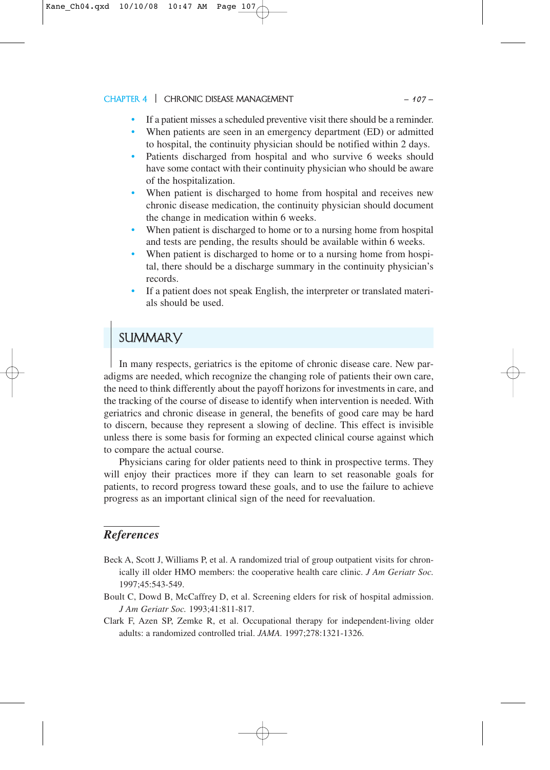- If a patient misses a scheduled preventive visit there should be a reminder.
- When patients are seen in an emergency department (ED) or admitted to hospital, the continuity physician should be notified within 2 days.
- Patients discharged from hospital and who survive 6 weeks should have some contact with their continuity physician who should be aware of the hospitalization.
- When patient is discharged to home from hospital and receives new chronic disease medication, the continuity physician should document the change in medication within 6 weeks.
- When patient is discharged to home or to a nursing home from hospital and tests are pending, the results should be available within 6 weeks.
- When patient is discharged to home or to a nursing home from hospital, there should be a discharge summary in the continuity physician's records.
- If a patient does not speak English, the interpreter or translated materials should be used.

## SUMMARY

In many respects, geriatrics is the epitome of chronic disease care. New paradigms are needed, which recognize the changing role of patients their own care, the need to think differently about the payoff horizons for investments in care, and the tracking of the course of disease to identify when intervention is needed. With geriatrics and chronic disease in general, the benefits of good care may be hard to discern, because they represent a slowing of decline. This effect is invisible unless there is some basis for forming an expected clinical course against which to compare the actual course.

Physicians caring for older patients need to think in prospective terms. They will enjoy their practices more if they can learn to set reasonable goals for patients, to record progress toward these goals, and to use the failure to achieve progress as an important clinical sign of the need for reevaluation.

### *References*

Beck A, Scott J, Williams P, et al. A randomized trial of group outpatient visits for chronically ill older HMO members: the cooperative health care clinic. *J Am Geriatr Soc.* 1997;45:543-549.

Boult C, Dowd B, McCaffrey D, et al. Screening elders for risk of hospital admission. *J Am Geriatr Soc.* 1993;41:811-817.

Clark F, Azen SP, Zemke R, et al. Occupational therapy for independent-living older adults: a randomized controlled trial. *JAMA.* 1997;278:1321-1326.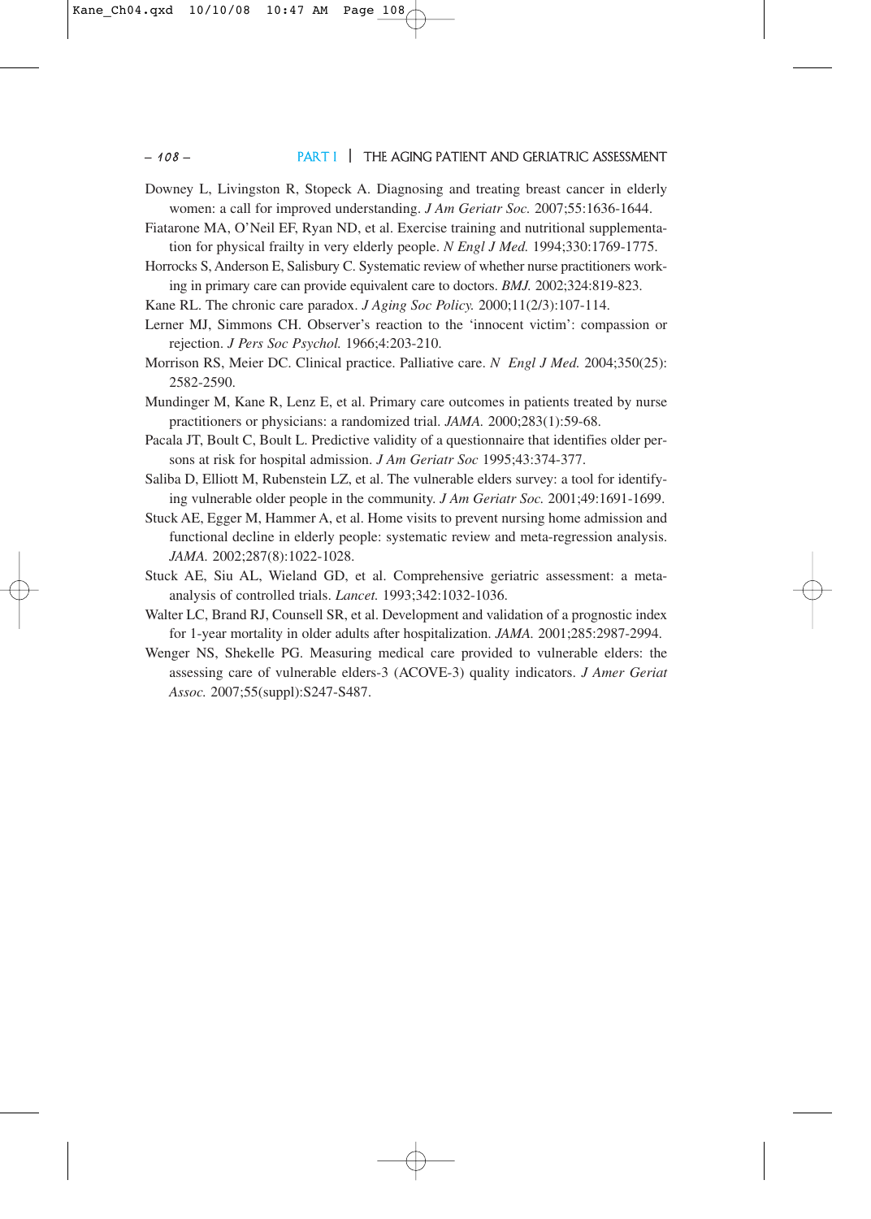Downey L, Livingston R, Stopeck A. Diagnosing and treating breast cancer in elderly women: a call for improved understanding. *J Am Geriatr Soc.* 2007;55:1636-1644.

Fiatarone MA, O'Neil EF, Ryan ND, et al. Exercise training and nutritional supplementation for physical frailty in very elderly people. *N Engl J Med.* 1994;330:1769-1775.

Horrocks S, Anderson E, Salisbury C. Systematic review of whether nurse practitioners working in primary care can provide equivalent care to doctors. *BMJ.* 2002;324:819-823.

Kane RL. The chronic care paradox. *J Aging Soc Policy.* 2000;11(2/3):107-114.

Lerner MJ, Simmons CH. Observer's reaction to the 'innocent victim': compassion or rejection. *J Pers Soc Psychol.* 1966;4:203-210.

Morrison RS, Meier DC. Clinical practice. Palliative care. *N Engl J Med.* 2004;350(25):2582-2590.

Mundinger M, Kane R, Lenz E, et al. Primary care outcomes in patients treated by nurse practitioners or physicians: a randomized trial. *JAMA.* 2000;283(1):59-68.

Pacala JT, Boult C, Boult L. Predictive validity of a questionnaire that identifies older persons at risk for hospital admission. *J Am Geriatr Soc* 1995;43:374-377.

Saliba D, Elliott M, Rubenstein LZ, et al. The vulnerable elders survey: a tool for identifying vulnerable older people in the community. *J Am Geriatr Soc.* 2001;49:1691-1699.

Stuck AE, Egger M, Hammer A, et al. Home visits to prevent nursing home admission and functional decline in elderly people: systematic review and meta-regression analysis. *JAMA.* 2002;287(8):1022-1028.

Stuck AE, Siu AL, Wieland GD, et al. Comprehensive geriatric assessment: a meta-analysis of controlled trials. *Lancet.* 1993;342:1032-1036.

Walter LC, Brand RJ, Counsell SR, et al. Development and validation of a prognostic index for 1-year mortality in older adults after hospitalization. *JAMA.* 2001;285:2987-2994.

Wenger NS, Shekelle PG. Measuring medical care provided to vulnerable elders: the assessing care of vulnerable elders-3 (ACOVE-3) quality indicators. *J Amer Geriat Assoc.* 2007;55(suppl):S247-S487.